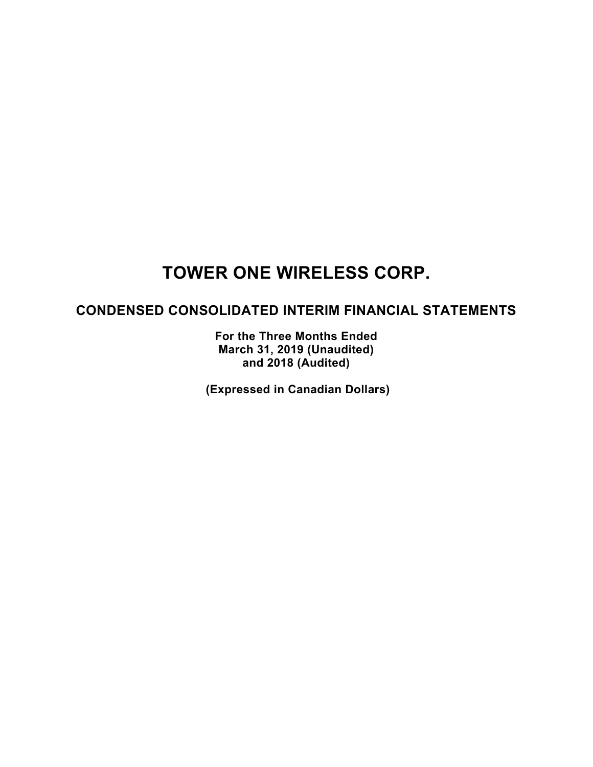# TOWER ONE WIRELESS CORP.

## CONDENSED CONSOLIDATED INTERIM FINANCIAL STATEMENTS

**For the Three Months Ended**
**March 31, 2019 (Unaudited)**
**and 2018 (Audited)**

**(Expressed in Canadian Dollars)**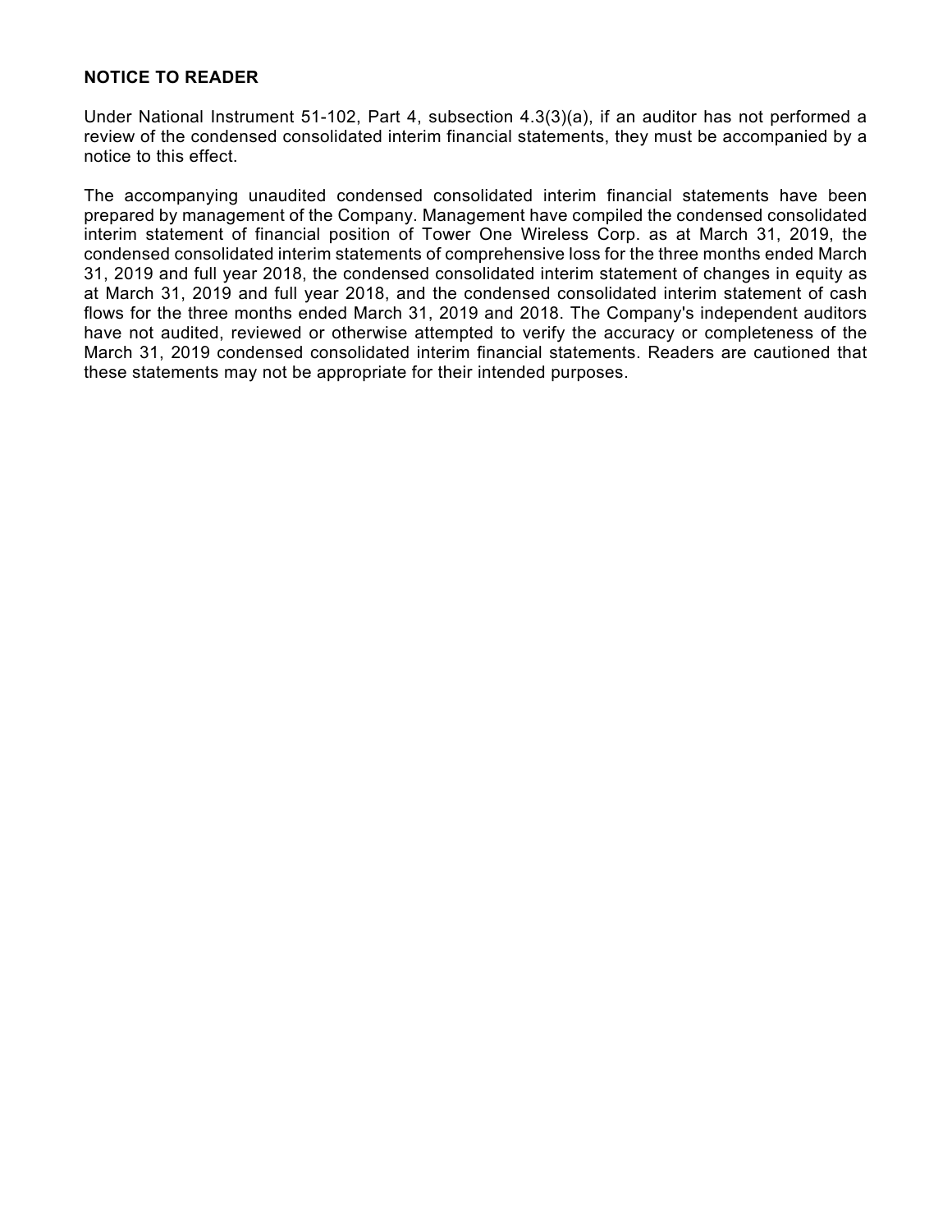**NOTICE TO READER**

Under National Instrument 51-102, Part 4, subsection 4.3(3)(a), if an auditor has not performed a review of the condensed consolidated interim financial statements, they must be accompanied by a notice to this effect.

The accompanying unaudited condensed consolidated interim financial statements have been prepared by management of the Company. Management have compiled the condensed consolidated interim statement of financial position of Tower One Wireless Corp. as at March 31, 2019, the condensed consolidated interim statements of comprehensive loss for the three months ended March 31, 2019 and full year 2018, the condensed consolidated interim statement of changes in equity as at March 31, 2019 and full year 2018, and the condensed consolidated interim statement of cash flows for the three months ended March 31, 2019 and 2018. The Company's independent auditors have not audited, reviewed or otherwise attempted to verify the accuracy or completeness of the March 31, 2019 condensed consolidated interim financial statements. Readers are cautioned that these statements may not be appropriate for their intended purposes.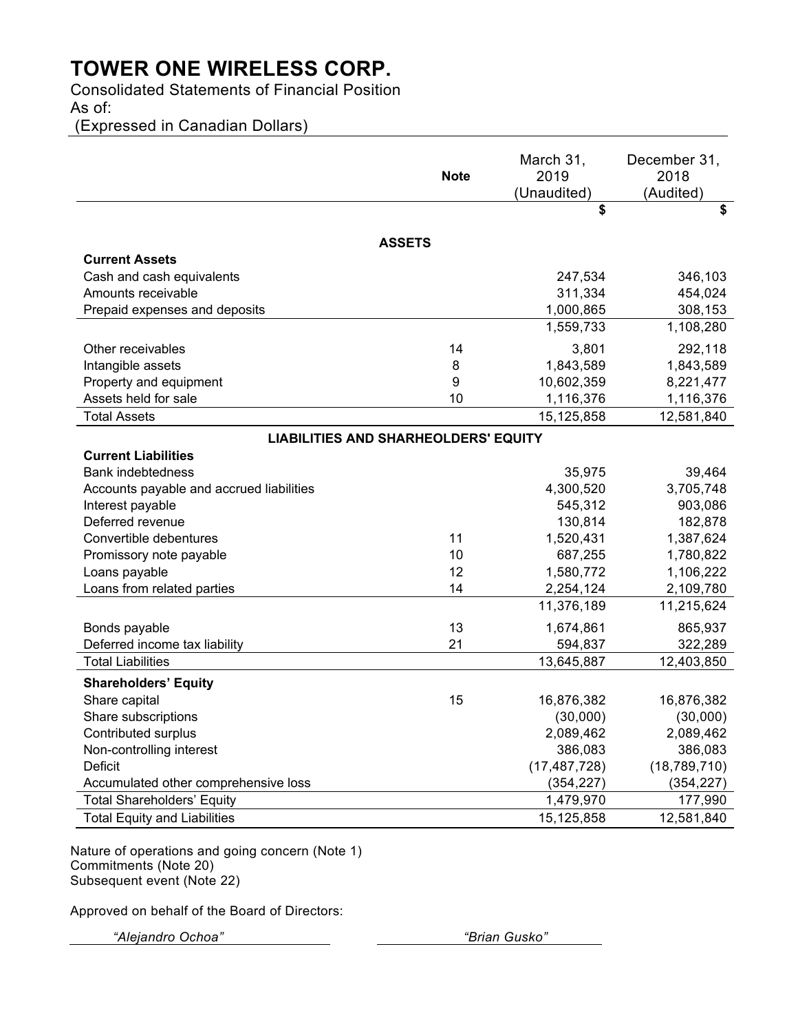# TOWER ONE WIRELESS CORP.

Consolidated Statements of Financial Position
As of:
(Expressed in Canadian Dollars)

| | Note | March 31, 2019 (Unaudited) | December 31, 2018 (Audited) |
|---|---|---|---|
| | | $ | $ |
| **ASSETS** | | | |
| **Current Assets** | | | |
| Cash and cash equivalents | | 247,534 | 346,103 |
| Amounts receivable | | 311,334 | 454,024 |
| Prepaid expenses and deposits | | 1,000,865 | 308,153 |
| | | 1,559,733 | 1,108,280 |
| Other receivables | 14 | 3,801 | 292,118 |
| Intangible assets | 8 | 1,843,589 | 1,843,589 |
| Property and equipment | 9 | 10,602,359 | 8,221,477 |
| Assets held for sale | 10 | 1,116,376 | 1,116,376 |
| Total Assets | | 15,125,858 | 12,581,840 |
| **LIABILITIES AND SHARHEOLDERS' EQUITY** | | | |
| **Current Liabilities** | | | |
| Bank indebtedness | | 35,975 | 39,464 |
| Accounts payable and accrued liabilities | | 4,300,520 | 3,705,748 |
| Interest payable | | 545,312 | 903,086 |
| Deferred revenue | | 130,814 | 182,878 |
| Convertible debentures | 11 | 1,520,431 | 1,387,624 |
| Promissory note payable | 10 | 687,255 | 1,780,822 |
| Loans payable | 12 | 1,580,772 | 1,106,222 |
| Loans from related parties | 14 | 2,254,124 | 2,109,780 |
| | | 11,376,189 | 11,215,624 |
| Bonds payable | 13 | 1,674,861 | 865,937 |
| Deferred income tax liability | 21 | 594,837 | 322,289 |
| Total Liabilities | | 13,645,887 | 12,403,850 |
| **Shareholders' Equity** | | | |
| Share capital | 15 | 16,876,382 | 16,876,382 |
| Share subscriptions | | (30,000) | (30,000) |
| Contributed surplus | | 2,089,462 | 2,089,462 |
| Non-controlling interest | | 386,083 | 386,083 |
| Deficit | | (17,487,728) | (18,789,710) |
| Accumulated other comprehensive loss | | (354,227) | (354,227) |
| Total Shareholders' Equity | | 1,479,970 | 177,990 |
| Total Equity and Liabilities | | 15,125,858 | 12,581,840 |

Nature of operations and going concern (Note 1)
Commitments (Note 20)
Subsequent event (Note 22)

Approved on behalf of the Board of Directors:

*"Alejandro Ochoa"* *"Brian Gusko"*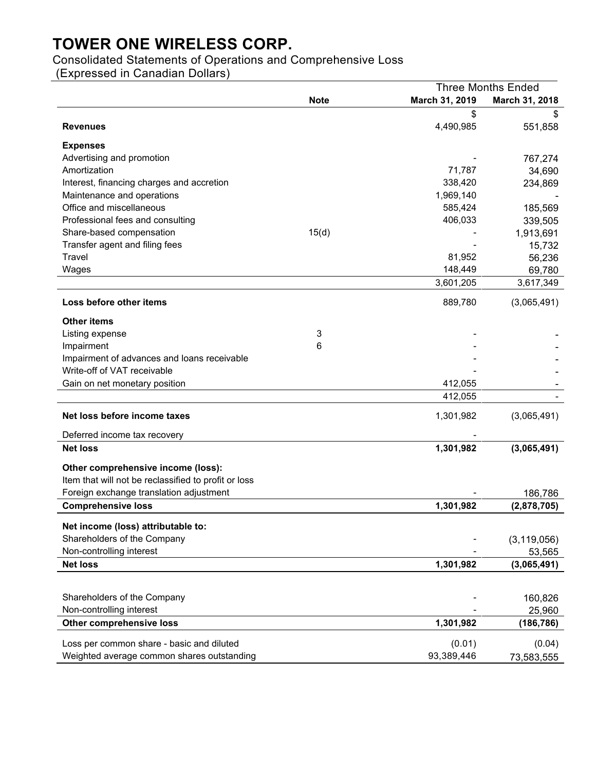# TOWER ONE WIRELESS CORP.

Consolidated Statements of Operations and Comprehensive Loss
(Expressed in Canadian Dollars)

| | Note | Three Months Ended March 31, 2019 | March 31, 2018 |
|---|---|---|---|
| | | $ | $ |
| **Revenues** | | 4,490,985 | 551,858 |
| **Expenses** | | | |
| Advertising and promotion | | - | 767,274 |
| Amortization | | 71,787 | 34,690 |
| Interest, financing charges and accretion | | 338,420 | 234,869 |
| Maintenance and operations | | 1,969,140 | - |
| Office and miscellaneous | | 585,424 | 185,569 |
| Professional fees and consulting | | 406,033 | 339,505 |
| Share-based compensation | 15(d) | - | 1,913,691 |
| Transfer agent and filing fees | | - | 15,732 |
| Travel | | 81,952 | 56,236 |
| Wages | | 148,449 | 69,780 |
| | | 3,601,205 | 3,617,349 |
| **Loss before other items** | | 889,780 | (3,065,491) |
| **Other items** | | | |
| Listing expense | 3 | - | - |
| Impairment | 6 | - | - |
| Impairment of advances and loans receivable | | - | - |
| Write-off of VAT receivable | | - | - |
| Gain on net monetary position | | 412,055 | - |
| | | 412,055 | - |
| **Net loss before income taxes** | | 1,301,982 | (3,065,491) |
| Deferred income tax recovery | | - | |
| **Net loss** | | **1,301,982** | **(3,065,491)** |
| **Other comprehensive income (loss):** | | | |
| Item that will not be reclassified to profit or loss | | | |
| Foreign exchange translation adjustment | | - | 186,786 |
| **Comprehensive loss** | | **1,301,982** | **(2,878,705)** |
| **Net income (loss) attributable to:** | | | |
| Shareholders of the Company | | - | (3,119,056) |
| Non-controlling interest | | - | 53,565 |
| **Net loss** | | **1,301,982** | **(3,065,491)** |
| Shareholders of the Company | | - | 160,826 |
| Non-controlling interest | | - | 25,960 |
| **Other comprehensive loss** | | **1,301,982** | **(186,786)** |
| Loss per common share - basic and diluted | | (0.01) | (0.04) |
| Weighted average common shares outstanding | | 93,389,446 | 73,583,555 |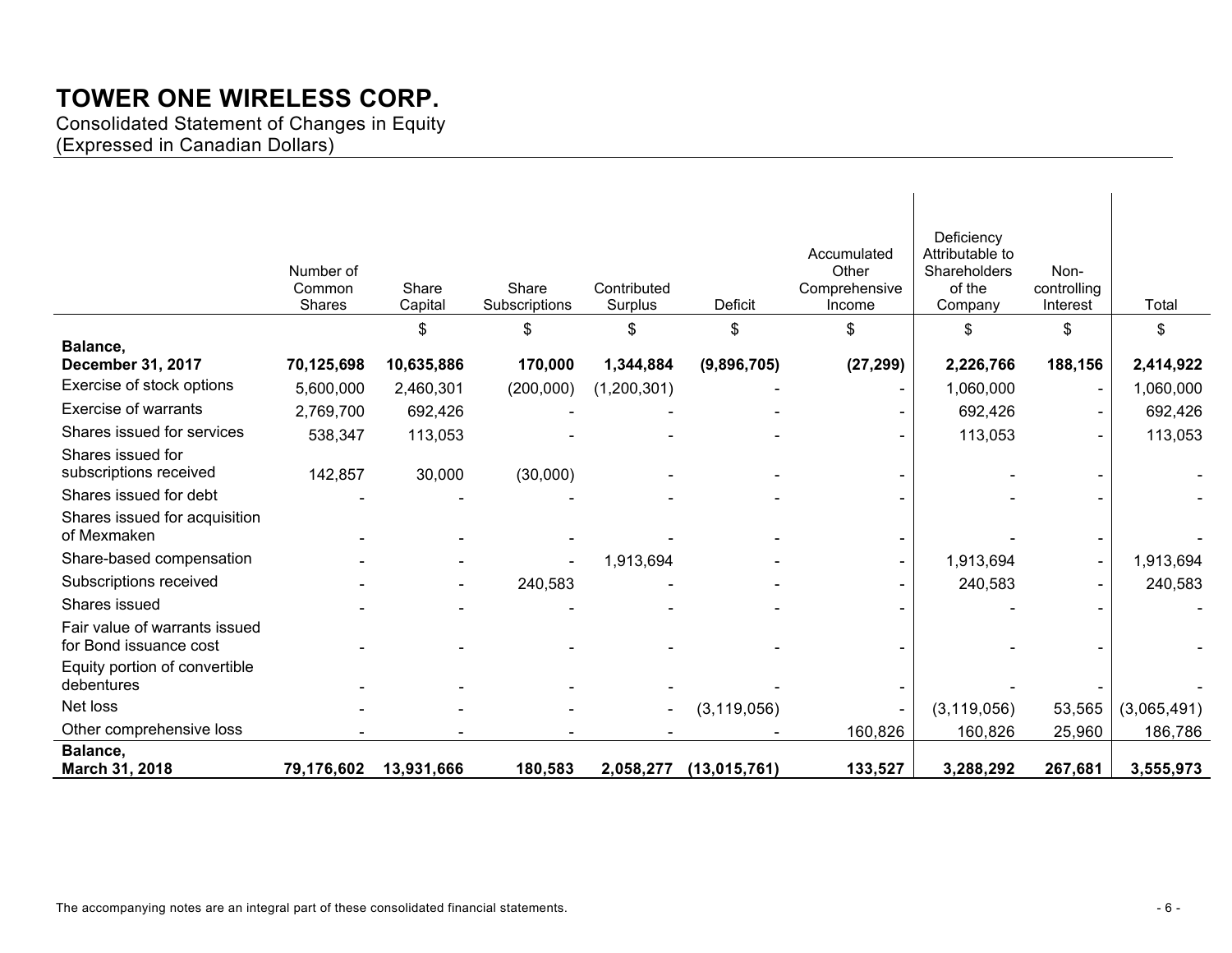# TOWER ONE WIRELESS CORP.

Consolidated Statement of Changes in Equity
(Expressed in Canadian Dollars)

| | Number of Common Shares | Share Capital | Share Subscriptions | Contributed Surplus | Deficit | Accumulated Other Comprehensive Income | Deficiency Attributable to Shareholders of the Company | Non-controlling Interest | Total |
|---|---|---|---|---|---|---|---|---|---|
| | | $ | $ | $ | $ | $ | $ | $ | $ |
| **Balance, December 31, 2017** | **70,125,698** | **10,635,886** | **170,000** | **1,344,884** | **(9,896,705)** | **(27,299)** | **2,226,766** | **188,156** | **2,414,922** |
| Exercise of stock options | 5,600,000 | 2,460,301 | (200,000) | (1,200,301) | - | - | 1,060,000 | - | 1,060,000 |
| Exercise of warrants | 2,769,700 | 692,426 | - | - | - | - | 692,426 | - | 692,426 |
| Shares issued for services | 538,347 | 113,053 | - | - | - | - | 113,053 | - | 113,053 |
| Shares issued for subscriptions received | 142,857 | 30,000 | (30,000) | - | - | - | - | - | - |
| Shares issued for debt | - | - | - | - | - | - | - | - | - |
| Shares issued for acquisition of Mexmaken | - | - | - | - | - | - | - | - | - |
| Share-based compensation | - | - | - | 1,913,694 | - | - | 1,913,694 | - | 1,913,694 |
| Subscriptions received | - | - | 240,583 | - | - | - | 240,583 | - | 240,583 |
| Shares issued | - | - | - | - | - | - | - | - | - |
| Fair value of warrants issued for Bond issuance cost | - | - | - | - | - | - | - | - | - |
| Equity portion of convertible debentures | - | - | - | - | - | - | - | - | - |
| Net loss | - | - | - | - | (3,119,056) | - | (3,119,056) | 53,565 | (3,065,491) |
| Other comprehensive loss | - | - | - | - | - | 160,826 | 160,826 | 25,960 | 186,786 |
| **Balance, March 31, 2018** | **79,176,602** | **13,931,666** | **180,583** | **2,058,277** | **(13,015,761)** | **133,527** | **3,288,292** | **267,681** | **3,555,973** |

The accompanying notes are an integral part of these consolidated financial statements.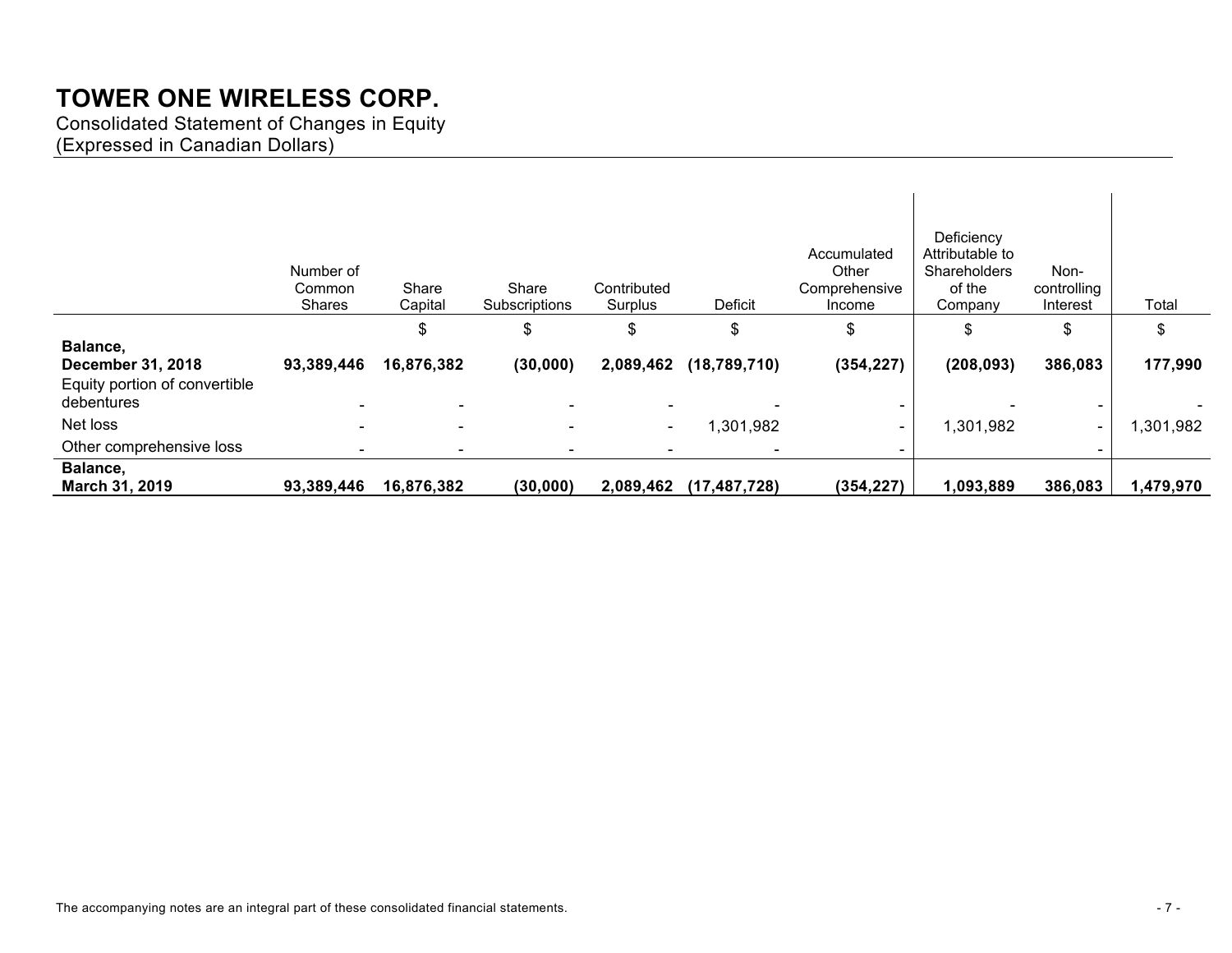# TOWER ONE WIRELESS CORP.

Consolidated Statement of Changes in Equity
(Expressed in Canadian Dollars)

| | Number of Common Shares | Share Capital | Share Subscriptions | Contributed Surplus | Deficit | Accumulated Other Comprehensive Income | Deficiency Attributable to Shareholders of the Company | Non-controlling Interest | Total |
|---|---|---|---|---|---|---|---|---|---|
| | | $ | $ | $ | $ | $ | $ | $ | $ |
| **Balance, December 31, 2018** | **93,389,446** | **16,876,382** | **(30,000)** | **2,089,462** | **(18,789,710)** | **(354,227)** | **(208,093)** | **386,083** | **177,990** |
| Equity portion of convertible debentures | - | - | - | - | - | - | - | - | - |
| Net loss | - | - | - | - | 1,301,982 | - | 1,301,982 | - | 1,301,982 |
| Other comprehensive loss | - | - | - | - | - | - | | - | |
| **Balance, March 31, 2019** | **93,389,446** | **16,876,382** | **(30,000)** | **2,089,462** | **(17,487,728)** | **(354,227)** | **1,093,889** | **386,083** | **1,479,970** |

The accompanying notes are an integral part of these consolidated financial statements.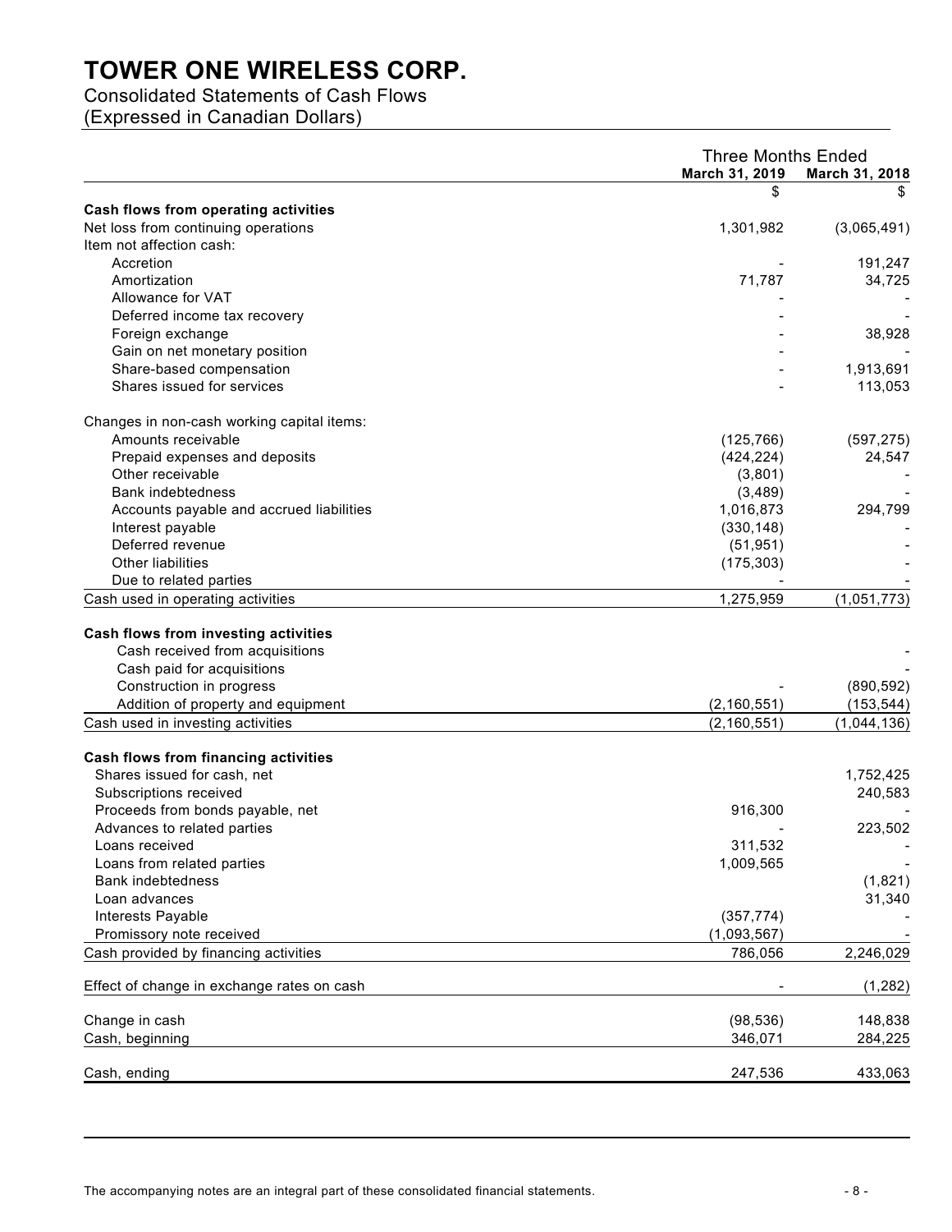# TOWER ONE WIRELESS CORP.

Consolidated Statements of Cash Flows
(Expressed in Canadian Dollars)

| | Three Months Ended | |
|---|---|---|
| | **March 31, 2019** | **March 31, 2018** |
| | $ | $ |
| **Cash flows from operating activities** | | |
| Net loss from continuing operations | 1,301,982 | (3,065,491) |
| Item not affection cash: | | |
| Accretion | - | 191,247 |
| Amortization | 71,787 | 34,725 |
| Allowance for VAT | - | - |
| Deferred income tax recovery | - | - |
| Foreign exchange | - | 38,928 |
| Gain on net monetary position | - | - |
| Share-based compensation | - | 1,913,691 |
| Shares issued for services | - | 113,053 |
| | | |
| Changes in non-cash working capital items: | | |
| Amounts receivable | (125,766) | (597,275) |
| Prepaid expenses and deposits | (424,224) | 24,547 |
| Other receivable | (3,801) | - |
| Bank indebtedness | (3,489) | - |
| Accounts payable and accrued liabilities | 1,016,873 | 294,799 |
| Interest payable | (330,148) | - |
| Deferred revenue | (51,951) | - |
| Other liabilities | (175,303) | - |
| Due to related parties | - | - |
| Cash used in operating activities | 1,275,959 | (1,051,773) |
| | | |
| **Cash flows from investing activities** | | |
| Cash received from acquisitions | | - |
| Cash paid for acquisitions | | - |
| Construction in progress | - | (890,592) |
| Addition of property and equipment | (2,160,551) | (153,544) |
| Cash used in investing activities | (2,160,551) | (1,044,136) |
| | | |
| **Cash flows from financing activities** | | |
| Shares issued for cash, net | | 1,752,425 |
| Subscriptions received | | 240,583 |
| Proceeds from bonds payable, net | 916,300 | - |
| Advances to related parties | - | 223,502 |
| Loans received | 311,532 | - |
| Loans from related parties | 1,009,565 | - |
| Bank indebtedness | | (1,821) |
| Loan advances | | 31,340 |
| Interests Payable | (357,774) | - |
| Promissory note received | (1,093,567) | - |
| Cash provided by financing activities | 786,056 | 2,246,029 |
| | | |
| Effect of change in exchange rates on cash | - | (1,282) |
| | | |
| Change in cash | (98,536) | 148,838 |
| Cash, beginning | 346,071 | 284,225 |
| | | |
| Cash, ending | 247,536 | 433,063 |

The accompanying notes are an integral part of these consolidated financial statements.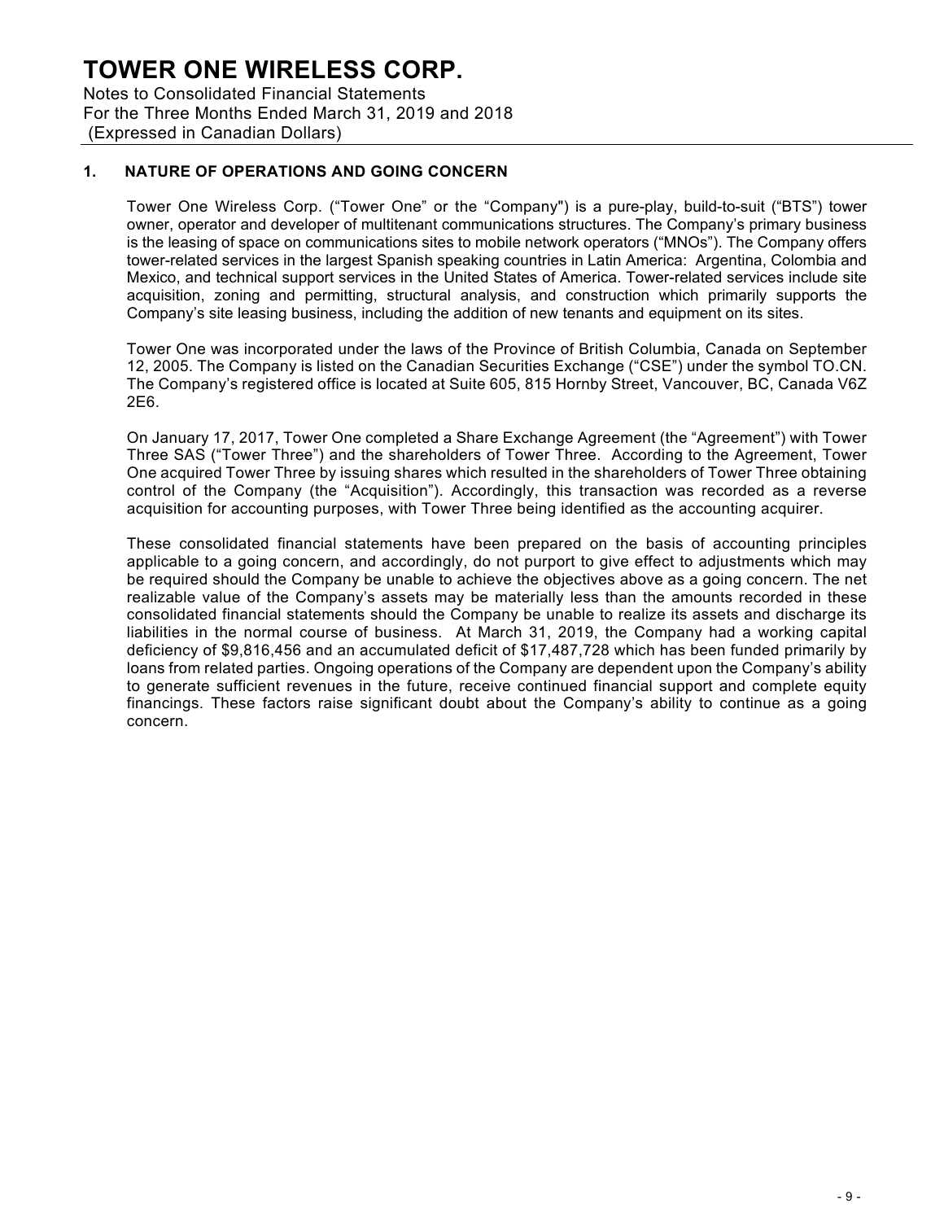## 1. NATURE OF OPERATIONS AND GOING CONCERN

Tower One Wireless Corp. ("Tower One" or the "Company") is a pure-play, build-to-suit ("BTS") tower owner, operator and developer of multitenant communications structures. The Company's primary business is the leasing of space on communications sites to mobile network operators ("MNOs"). The Company offers tower-related services in the largest Spanish speaking countries in Latin America: Argentina, Colombia and Mexico, and technical support services in the United States of America. Tower-related services include site acquisition, zoning and permitting, structural analysis, and construction which primarily supports the Company's site leasing business, including the addition of new tenants and equipment on its sites.

Tower One was incorporated under the laws of the Province of British Columbia, Canada on September 12, 2005. The Company is listed on the Canadian Securities Exchange ("CSE") under the symbol TO.CN. The Company's registered office is located at Suite 605, 815 Hornby Street, Vancouver, BC, Canada V6Z 2E6.

On January 17, 2017, Tower One completed a Share Exchange Agreement (the "Agreement") with Tower Three SAS ("Tower Three") and the shareholders of Tower Three. According to the Agreement, Tower One acquired Tower Three by issuing shares which resulted in the shareholders of Tower Three obtaining control of the Company (the "Acquisition"). Accordingly, this transaction was recorded as a reverse acquisition for accounting purposes, with Tower Three being identified as the accounting acquirer.

These consolidated financial statements have been prepared on the basis of accounting principles applicable to a going concern, and accordingly, do not purport to give effect to adjustments which may be required should the Company be unable to achieve the objectives above as a going concern. The net realizable value of the Company's assets may be materially less than the amounts recorded in these consolidated financial statements should the Company be unable to realize its assets and discharge its liabilities in the normal course of business. At March 31, 2019, the Company had a working capital deficiency of $9,816,456 and an accumulated deficit of $17,487,728 which has been funded primarily by loans from related parties. Ongoing operations of the Company are dependent upon the Company's ability to generate sufficient revenues in the future, receive continued financial support and complete equity financings. These factors raise significant doubt about the Company's ability to continue as a going concern.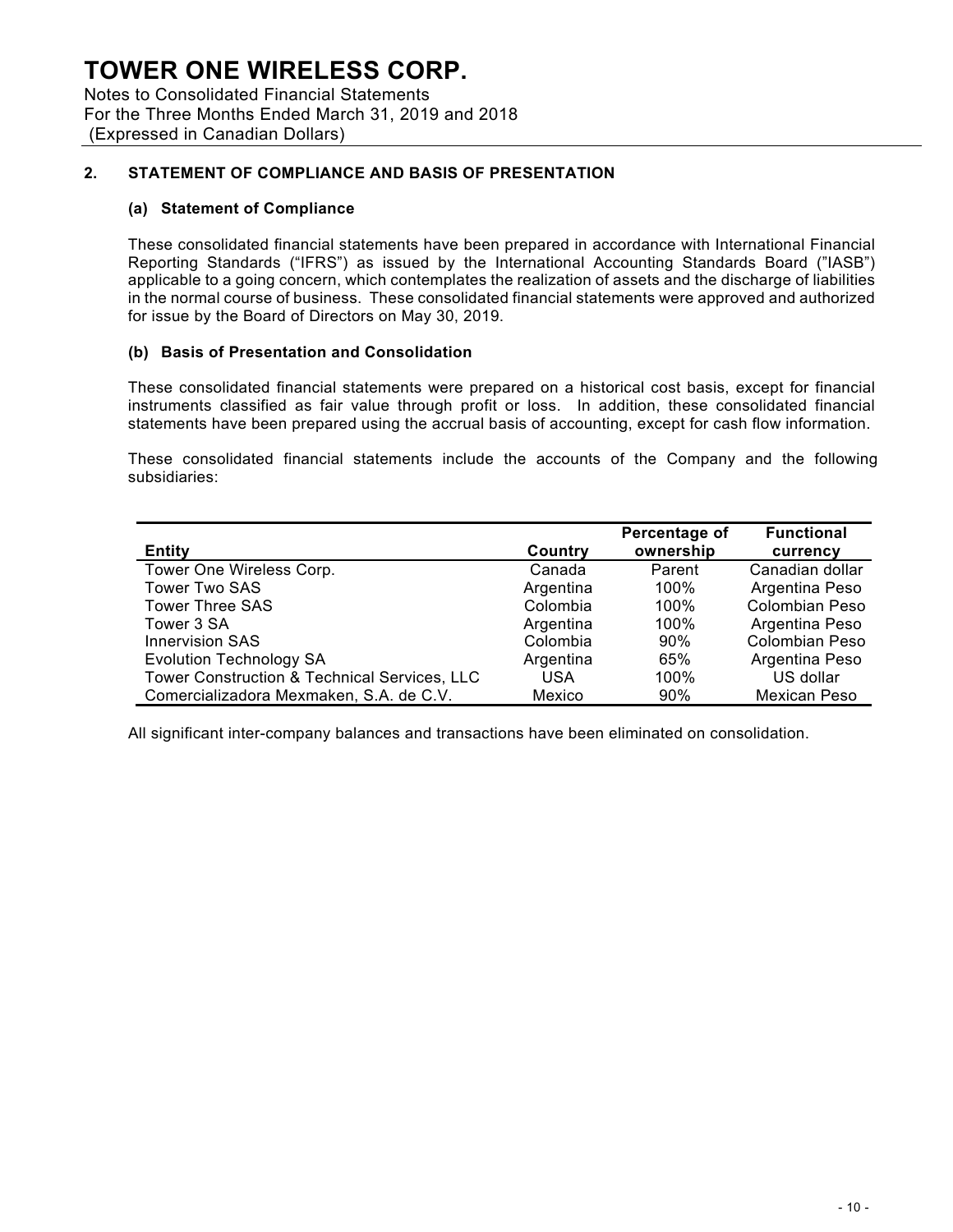## 2. STATEMENT OF COMPLIANCE AND BASIS OF PRESENTATION

### (a) Statement of Compliance

These consolidated financial statements have been prepared in accordance with International Financial Reporting Standards ("IFRS") as issued by the International Accounting Standards Board ("IASB") applicable to a going concern, which contemplates the realization of assets and the discharge of liabilities in the normal course of business. These consolidated financial statements were approved and authorized for issue by the Board of Directors on May 30, 2019.

### (b) Basis of Presentation and Consolidation

These consolidated financial statements were prepared on a historical cost basis, except for financial instruments classified as fair value through profit or loss. In addition, these consolidated financial statements have been prepared using the accrual basis of accounting, except for cash flow information.

These consolidated financial statements include the accounts of the Company and the following subsidiaries:

| Entity | Country | Percentage of ownership | Functional currency |
|---|---|---|---|
| Tower One Wireless Corp. | Canada | Parent | Canadian dollar |
| Tower Two SAS | Argentina | 100% | Argentina Peso |
| Tower Three SAS | Colombia | 100% | Colombian Peso |
| Tower 3 SA | Argentina | 100% | Argentina Peso |
| Innervision SAS | Colombia | 90% | Colombian Peso |
| Evolution Technology SA | Argentina | 65% | Argentina Peso |
| Tower Construction & Technical Services, LLC | USA | 100% | US dollar |
| Comercializadora Mexmaken, S.A. de C.V. | Mexico | 90% | Mexican Peso |

All significant inter-company balances and transactions have been eliminated on consolidation.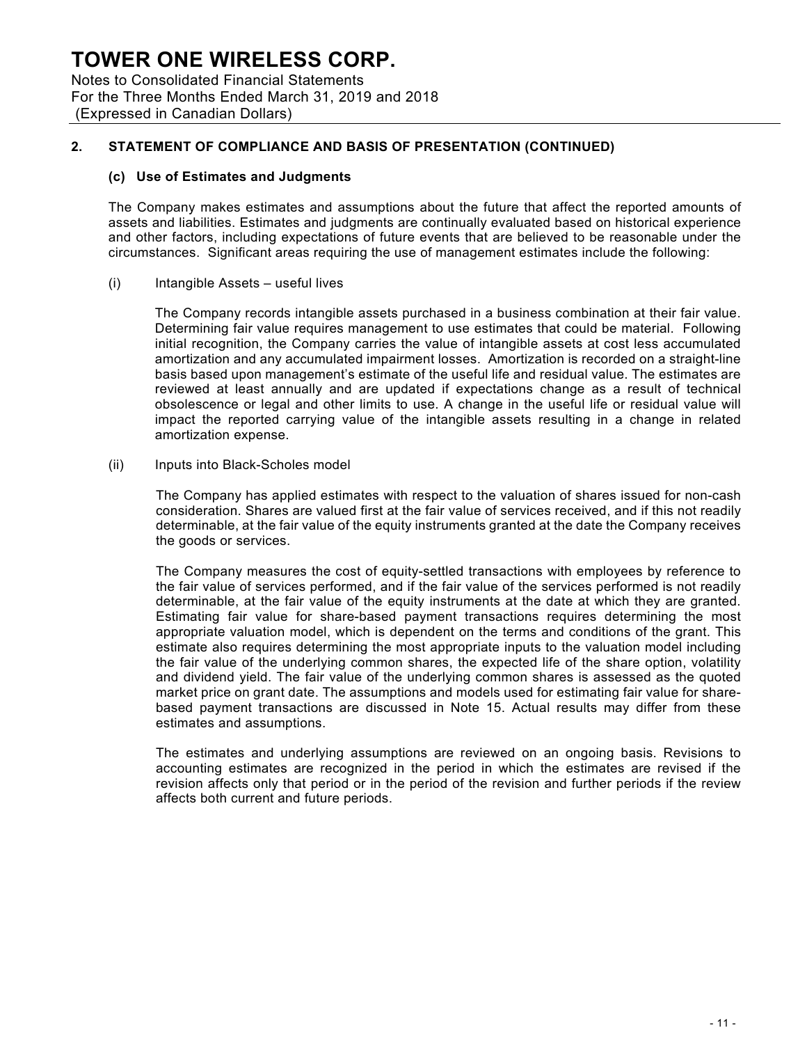## 2. STATEMENT OF COMPLIANCE AND BASIS OF PRESENTATION (CONTINUED)

### (c) Use of Estimates and Judgments

The Company makes estimates and assumptions about the future that affect the reported amounts of assets and liabilities. Estimates and judgments are continually evaluated based on historical experience and other factors, including expectations of future events that are believed to be reasonable under the circumstances. Significant areas requiring the use of management estimates include the following:

(i) Intangible Assets – useful lives

The Company records intangible assets purchased in a business combination at their fair value. Determining fair value requires management to use estimates that could be material. Following initial recognition, the Company carries the value of intangible assets at cost less accumulated amortization and any accumulated impairment losses. Amortization is recorded on a straight-line basis based upon management's estimate of the useful life and residual value. The estimates are reviewed at least annually and are updated if expectations change as a result of technical obsolescence or legal and other limits to use. A change in the useful life or residual value will impact the reported carrying value of the intangible assets resulting in a change in related amortization expense.

(ii) Inputs into Black-Scholes model

The Company has applied estimates with respect to the valuation of shares issued for non-cash consideration. Shares are valued first at the fair value of services received, and if this not readily determinable, at the fair value of the equity instruments granted at the date the Company receives the goods or services.

The Company measures the cost of equity-settled transactions with employees by reference to the fair value of services performed, and if the fair value of the services performed is not readily determinable, at the fair value of the equity instruments at the date at which they are granted. Estimating fair value for share-based payment transactions requires determining the most appropriate valuation model, which is dependent on the terms and conditions of the grant. This estimate also requires determining the most appropriate inputs to the valuation model including the fair value of the underlying common shares, the expected life of the share option, volatility and dividend yield. The fair value of the underlying common shares is assessed as the quoted market price on grant date. The assumptions and models used for estimating fair value for share-based payment transactions are discussed in Note 15. Actual results may differ from these estimates and assumptions.

The estimates and underlying assumptions are reviewed on an ongoing basis. Revisions to accounting estimates are recognized in the period in which the estimates are revised if the revision affects only that period or in the period of the revision and further periods if the review affects both current and future periods.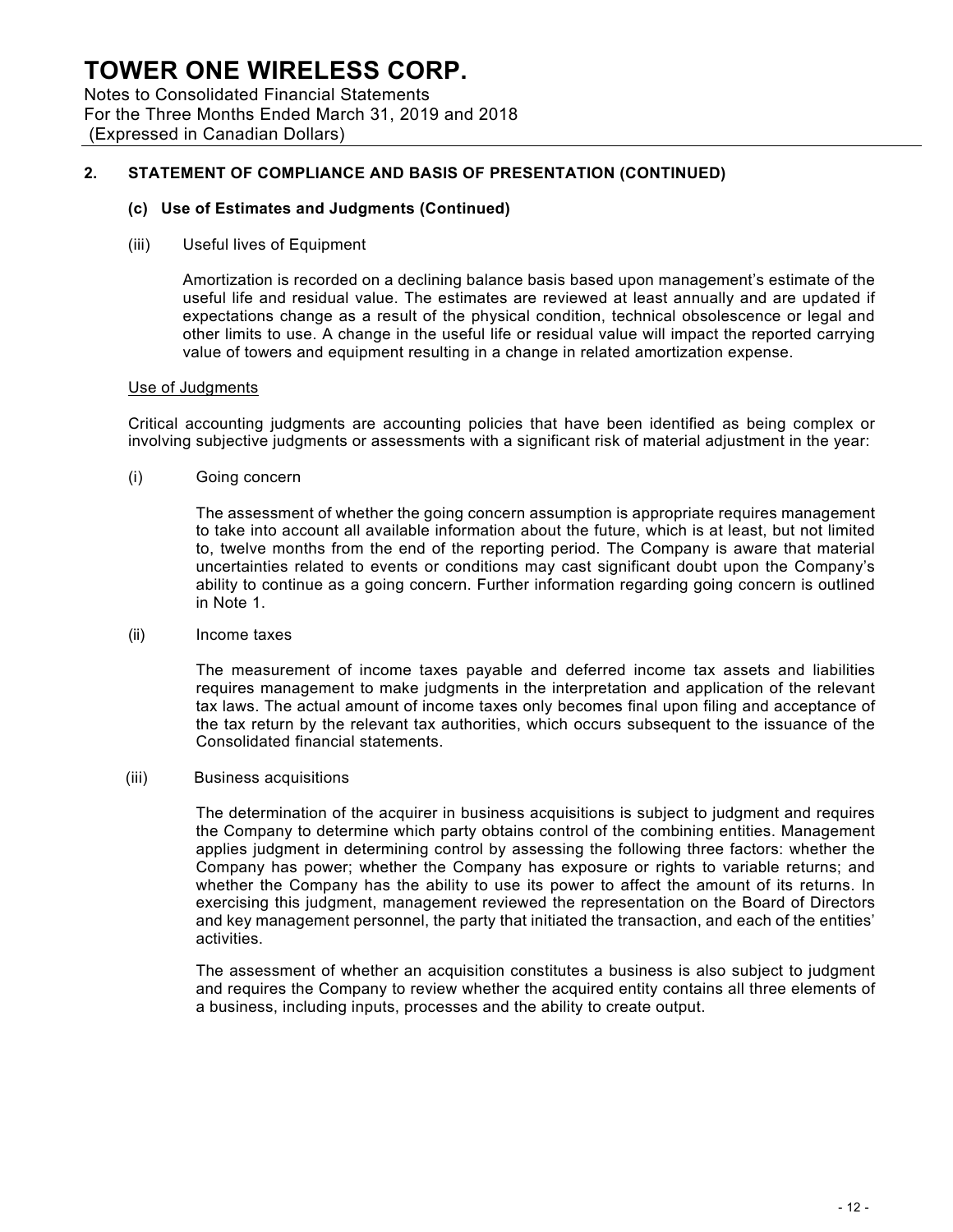## 2. STATEMENT OF COMPLIANCE AND BASIS OF PRESENTATION (CONTINUED)

### (c) Use of Estimates and Judgments (Continued)

(iii) Useful lives of Equipment

Amortization is recorded on a declining balance basis based upon management's estimate of the useful life and residual value. The estimates are reviewed at least annually and are updated if expectations change as a result of the physical condition, technical obsolescence or legal and other limits to use. A change in the useful life or residual value will impact the reported carrying value of towers and equipment resulting in a change in related amortization expense.

Use of Judgments

Critical accounting judgments are accounting policies that have been identified as being complex or involving subjective judgments or assessments with a significant risk of material adjustment in the year:

(i) Going concern

The assessment of whether the going concern assumption is appropriate requires management to take into account all available information about the future, which is at least, but not limited to, twelve months from the end of the reporting period. The Company is aware that material uncertainties related to events or conditions may cast significant doubt upon the Company's ability to continue as a going concern. Further information regarding going concern is outlined in Note 1.

(ii) Income taxes

The measurement of income taxes payable and deferred income tax assets and liabilities requires management to make judgments in the interpretation and application of the relevant tax laws. The actual amount of income taxes only becomes final upon filing and acceptance of the tax return by the relevant tax authorities, which occurs subsequent to the issuance of the Consolidated financial statements.

(iii) Business acquisitions

The determination of the acquirer in business acquisitions is subject to judgment and requires the Company to determine which party obtains control of the combining entities. Management applies judgment in determining control by assessing the following three factors: whether the Company has power; whether the Company has exposure or rights to variable returns; and whether the Company has the ability to use its power to affect the amount of its returns. In exercising this judgment, management reviewed the representation on the Board of Directors and key management personnel, the party that initiated the transaction, and each of the entities' activities.

The assessment of whether an acquisition constitutes a business is also subject to judgment and requires the Company to review whether the acquired entity contains all three elements of a business, including inputs, processes and the ability to create output.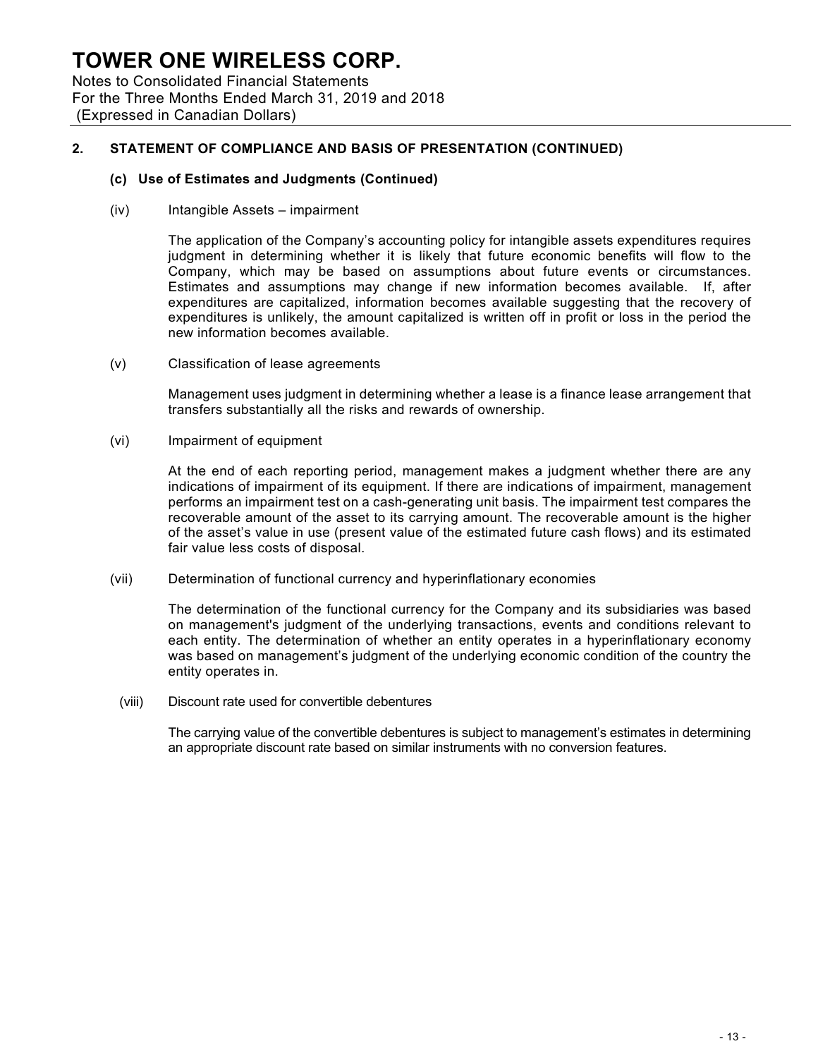## 2. STATEMENT OF COMPLIANCE AND BASIS OF PRESENTATION (CONTINUED)

### (c) Use of Estimates and Judgments (Continued)

(iv) Intangible Assets – impairment

The application of the Company's accounting policy for intangible assets expenditures requires judgment in determining whether it is likely that future economic benefits will flow to the Company, which may be based on assumptions about future events or circumstances. Estimates and assumptions may change if new information becomes available. If, after expenditures are capitalized, information becomes available suggesting that the recovery of expenditures is unlikely, the amount capitalized is written off in profit or loss in the period the new information becomes available.

(v) Classification of lease agreements

Management uses judgment in determining whether a lease is a finance lease arrangement that transfers substantially all the risks and rewards of ownership.

(vi) Impairment of equipment

At the end of each reporting period, management makes a judgment whether there are any indications of impairment of its equipment. If there are indications of impairment, management performs an impairment test on a cash-generating unit basis. The impairment test compares the recoverable amount of the asset to its carrying amount. The recoverable amount is the higher of the asset's value in use (present value of the estimated future cash flows) and its estimated fair value less costs of disposal.

(vii) Determination of functional currency and hyperinflationary economies

The determination of the functional currency for the Company and its subsidiaries was based on management's judgment of the underlying transactions, events and conditions relevant to each entity. The determination of whether an entity operates in a hyperinflationary economy was based on management's judgment of the underlying economic condition of the country the entity operates in.

(viii) Discount rate used for convertible debentures

The carrying value of the convertible debentures is subject to management's estimates in determining an appropriate discount rate based on similar instruments with no conversion features.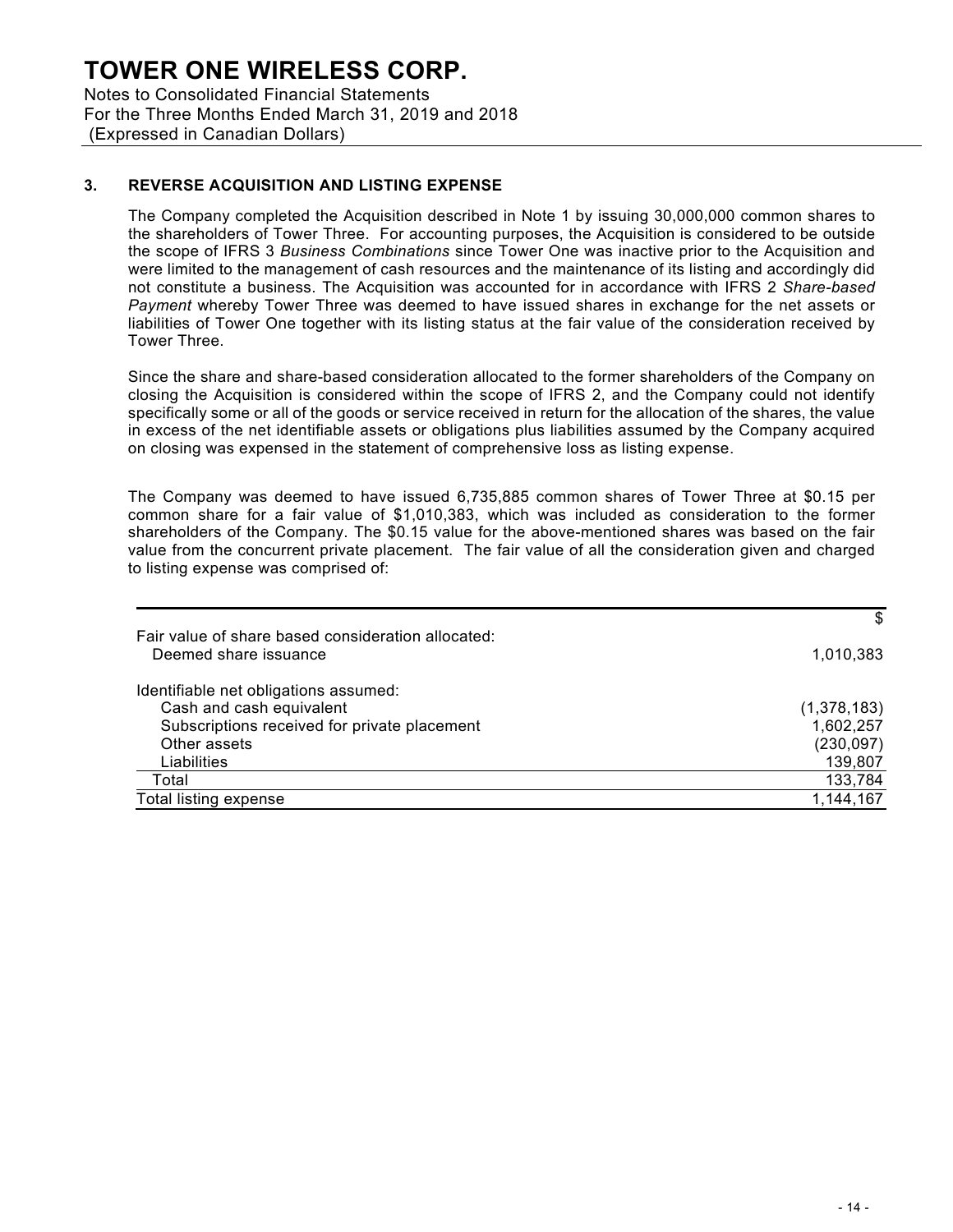# TOWER ONE WIRELESS CORP.

Notes to Consolidated Financial Statements
For the Three Months Ended March 31, 2019 and 2018
(Expressed in Canadian Dollars)

## 3. REVERSE ACQUISITION AND LISTING EXPENSE

The Company completed the Acquisition described in Note 1 by issuing 30,000,000 common shares to the shareholders of Tower Three. For accounting purposes, the Acquisition is considered to be outside the scope of IFRS 3 *Business Combinations* since Tower One was inactive prior to the Acquisition and were limited to the management of cash resources and the maintenance of its listing and accordingly did not constitute a business. The Acquisition was accounted for in accordance with IFRS 2 *Share-based Payment* whereby Tower Three was deemed to have issued shares in exchange for the net assets or liabilities of Tower One together with its listing status at the fair value of the consideration received by Tower Three.

Since the share and share-based consideration allocated to the former shareholders of the Company on closing the Acquisition is considered within the scope of IFRS 2, and the Company could not identify specifically some or all of the goods or service received in return for the allocation of the shares, the value in excess of the net identifiable assets or obligations plus liabilities assumed by the Company acquired on closing was expensed in the statement of comprehensive loss as listing expense.

The Company was deemed to have issued 6,735,885 common shares of Tower Three at $0.15 per common share for a fair value of $1,010,383, which was included as consideration to the former shareholders of the Company. The $0.15 value for the above-mentioned shares was based on the fair value from the concurrent private placement. The fair value of all the consideration given and charged to listing expense was comprised of:

| | $ |
|---|---|
| Fair value of share based consideration allocated: | |
| Deemed share issuance | 1,010,383 |
| | |
| Identifiable net obligations assumed: | |
| Cash and cash equivalent | (1,378,183) |
| Subscriptions received for private placement | 1,602,257 |
| Other assets | (230,097) |
| Liabilities | 139,807 |
| Total | 133,784 |
| Total listing expense | 1,144,167 |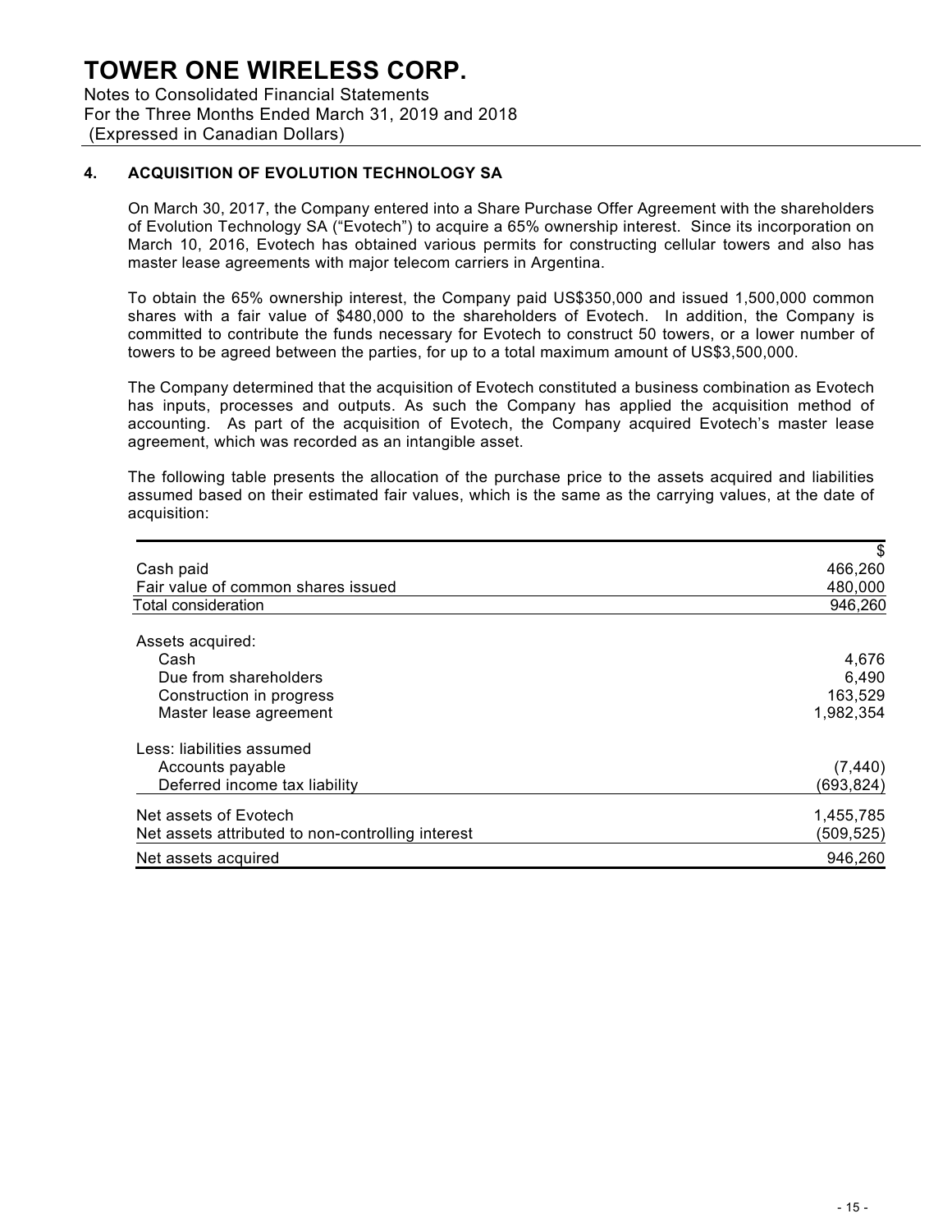# TOWER ONE WIRELESS CORP.

Notes to Consolidated Financial Statements
For the Three Months Ended March 31, 2019 and 2018
(Expressed in Canadian Dollars)

## 4. ACQUISITION OF EVOLUTION TECHNOLOGY SA

On March 30, 2017, the Company entered into a Share Purchase Offer Agreement with the shareholders of Evolution Technology SA ("Evotech") to acquire a 65% ownership interest. Since its incorporation on March 10, 2016, Evotech has obtained various permits for constructing cellular towers and also has master lease agreements with major telecom carriers in Argentina.

To obtain the 65% ownership interest, the Company paid US$350,000 and issued 1,500,000 common shares with a fair value of $480,000 to the shareholders of Evotech. In addition, the Company is committed to contribute the funds necessary for Evotech to construct 50 towers, or a lower number of towers to be agreed between the parties, for up to a total maximum amount of US$3,500,000.

The Company determined that the acquisition of Evotech constituted a business combination as Evotech has inputs, processes and outputs. As such the Company has applied the acquisition method of accounting. As part of the acquisition of Evotech, the Company acquired Evotech's master lease agreement, which was recorded as an intangible asset.

The following table presents the allocation of the purchase price to the assets acquired and liabilities assumed based on their estimated fair values, which is the same as the carrying values, at the date of acquisition:

| | $ |
|---|---|
| Cash paid | 466,260 |
| Fair value of common shares issued | 480,000 |
| Total consideration | 946,260 |
| | |
| Assets acquired: | |
| Cash | 4,676 |
| Due from shareholders | 6,490 |
| Construction in progress | 163,529 |
| Master lease agreement | 1,982,354 |
| | |
| Less: liabilities assumed | |
| Accounts payable | (7,440) |
| Deferred income tax liability | (693,824) |
| | |
| Net assets of Evotech | 1,455,785 |
| Net assets attributed to non-controlling interest | (509,525) |
| Net assets acquired | 946,260 |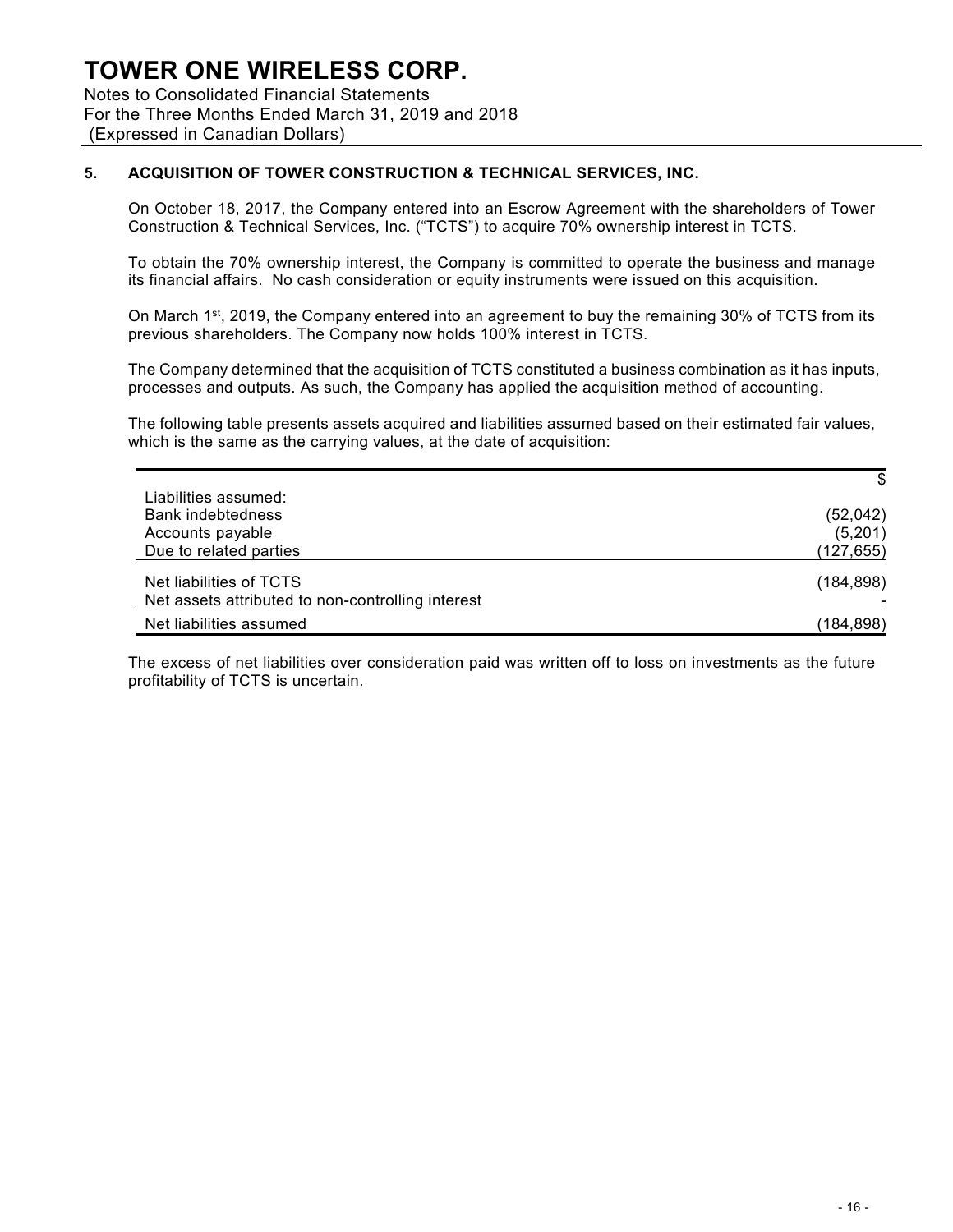# TOWER ONE WIRELESS CORP.

Notes to Consolidated Financial Statements
For the Three Months Ended March 31, 2019 and 2018
(Expressed in Canadian Dollars)

## 5. ACQUISITION OF TOWER CONSTRUCTION & TECHNICAL SERVICES, INC.

On October 18, 2017, the Company entered into an Escrow Agreement with the shareholders of Tower Construction & Technical Services, Inc. ("TCTS") to acquire 70% ownership interest in TCTS.

To obtain the 70% ownership interest, the Company is committed to operate the business and manage its financial affairs. No cash consideration or equity instruments were issued on this acquisition.

On March 1st, 2019, the Company entered into an agreement to buy the remaining 30% of TCTS from its previous shareholders. The Company now holds 100% interest in TCTS.

The Company determined that the acquisition of TCTS constituted a business combination as it has inputs, processes and outputs. As such, the Company has applied the acquisition method of accounting.

The following table presents assets acquired and liabilities assumed based on their estimated fair values, which is the same as the carrying values, at the date of acquisition:

| | $ |
|---|---|
| Liabilities assumed: | |
| Bank indebtedness | (52,042) |
| Accounts payable | (5,201) |
| Due to related parties | (127,655) |
| Net liabilities of TCTS | (184,898) |
| Net assets attributed to non-controlling interest | - |
| Net liabilities assumed | (184,898) |

The excess of net liabilities over consideration paid was written off to loss on investments as the future profitability of TCTS is uncertain.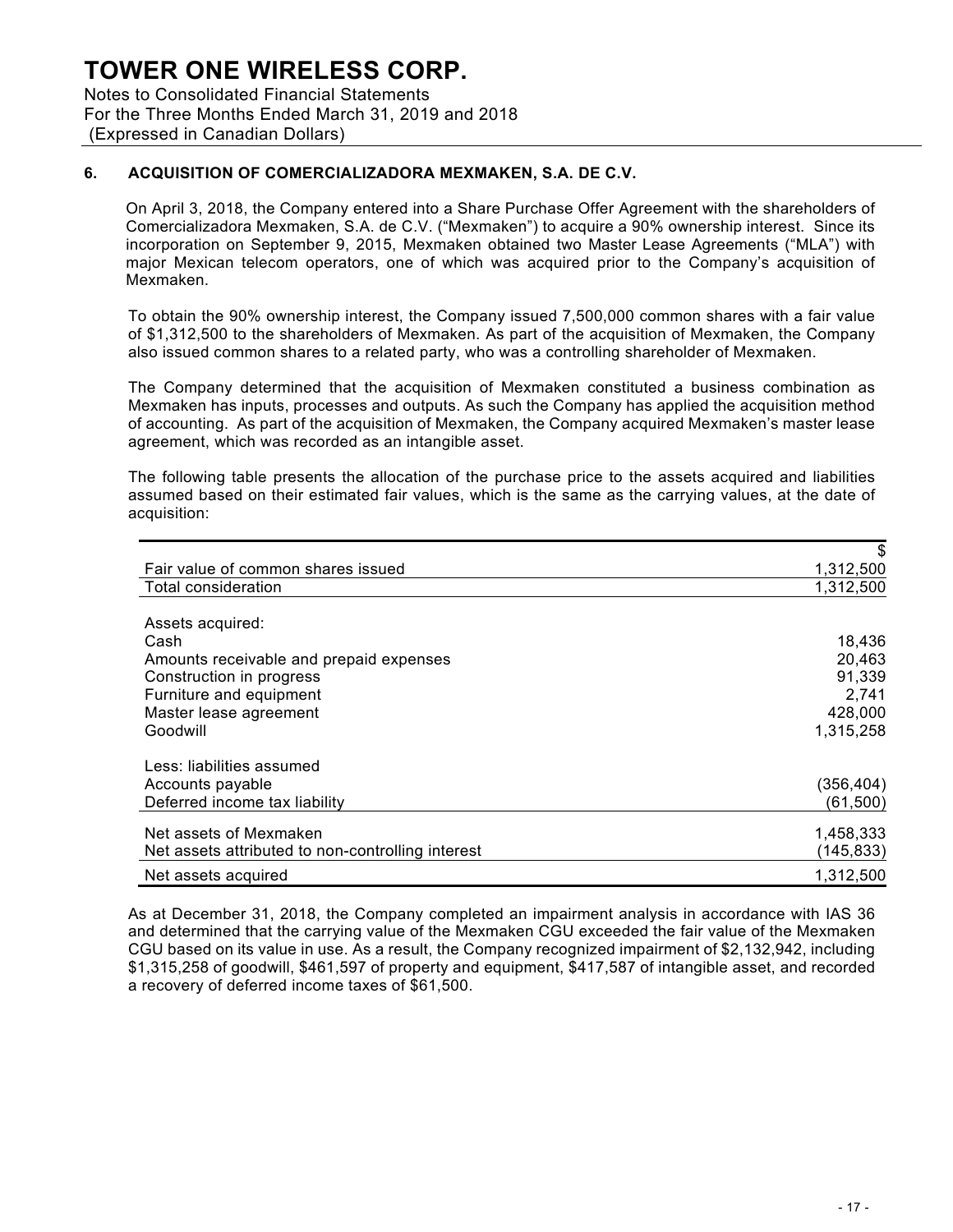# TOWER ONE WIRELESS CORP.

Notes to Consolidated Financial Statements
For the Three Months Ended March 31, 2019 and 2018
(Expressed in Canadian Dollars)

## 6. ACQUISITION OF COMERCIALIZADORA MEXMAKEN, S.A. DE C.V.

On April 3, 2018, the Company entered into a Share Purchase Offer Agreement with the shareholders of Comercializadora Mexmaken, S.A. de C.V. ("Mexmaken") to acquire a 90% ownership interest. Since its incorporation on September 9, 2015, Mexmaken obtained two Master Lease Agreements ("MLA") with major Mexican telecom operators, one of which was acquired prior to the Company's acquisition of Mexmaken.

To obtain the 90% ownership interest, the Company issued 7,500,000 common shares with a fair value of $1,312,500 to the shareholders of Mexmaken. As part of the acquisition of Mexmaken, the Company also issued common shares to a related party, who was a controlling shareholder of Mexmaken.

The Company determined that the acquisition of Mexmaken constituted a business combination as Mexmaken has inputs, processes and outputs. As such the Company has applied the acquisition method of accounting. As part of the acquisition of Mexmaken, the Company acquired Mexmaken's master lease agreement, which was recorded as an intangible asset.

The following table presents the allocation of the purchase price to the assets acquired and liabilities assumed based on their estimated fair values, which is the same as the carrying values, at the date of acquisition:

| | $ |
|---|---|
| Fair value of common shares issued | 1,312,500 |
| Total consideration | 1,312,500 |
| | |
| Assets acquired: | |
| Cash | 18,436 |
| Amounts receivable and prepaid expenses | 20,463 |
| Construction in progress | 91,339 |
| Furniture and equipment | 2,741 |
| Master lease agreement | 428,000 |
| Goodwill | 1,315,258 |
| | |
| Less: liabilities assumed | |
| Accounts payable | (356,404) |
| Deferred income tax liability | (61,500) |
| | |
| Net assets of Mexmaken | 1,458,333 |
| Net assets attributed to non-controlling interest | (145,833) |
| Net assets acquired | 1,312,500 |

As at December 31, 2018, the Company completed an impairment analysis in accordance with IAS 36 and determined that the carrying value of the Mexmaken CGU exceeded the fair value of the Mexmaken CGU based on its value in use. As a result, the Company recognized impairment of $2,132,942, including $1,315,258 of goodwill, $461,597 of property and equipment, $417,587 of intangible asset, and recorded a recovery of deferred income taxes of $61,500.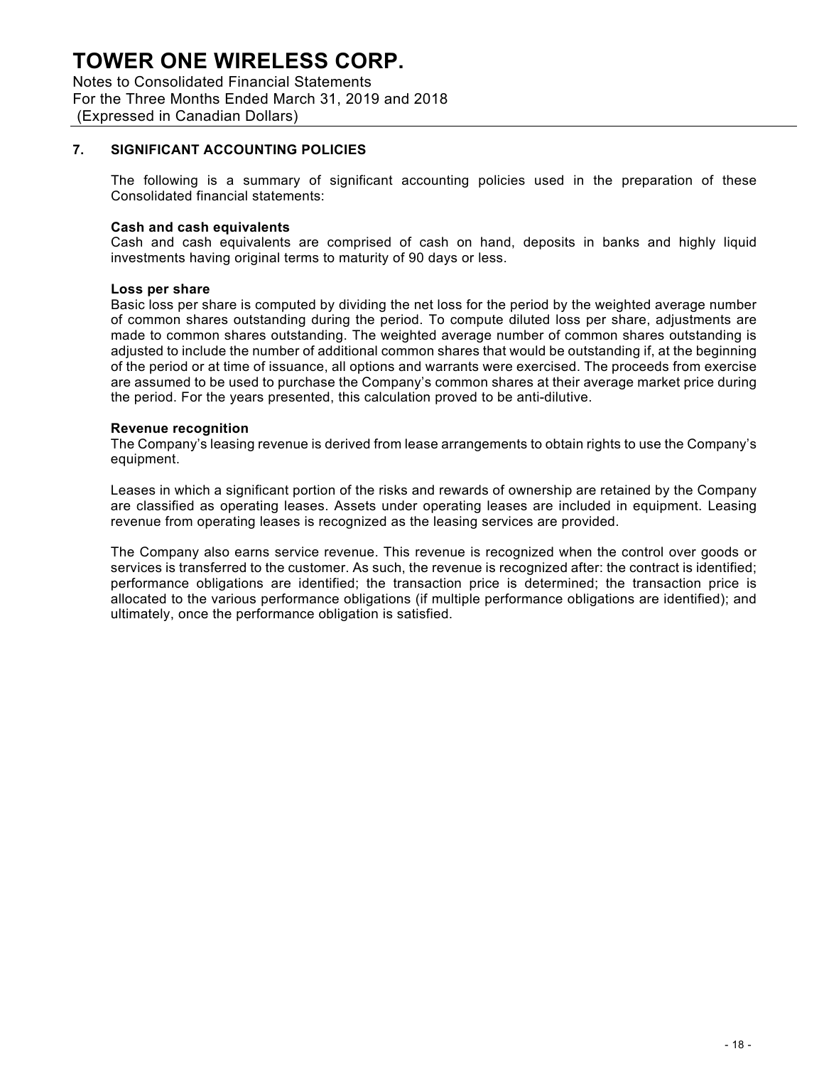## 7. SIGNIFICANT ACCOUNTING POLICIES

The following is a summary of significant accounting policies used in the preparation of these Consolidated financial statements:

**Cash and cash equivalents**
Cash and cash equivalents are comprised of cash on hand, deposits in banks and highly liquid investments having original terms to maturity of 90 days or less.

**Loss per share**
Basic loss per share is computed by dividing the net loss for the period by the weighted average number of common shares outstanding during the period. To compute diluted loss per share, adjustments are made to common shares outstanding. The weighted average number of common shares outstanding is adjusted to include the number of additional common shares that would be outstanding if, at the beginning of the period or at time of issuance, all options and warrants were exercised. The proceeds from exercise are assumed to be used to purchase the Company's common shares at their average market price during the period. For the years presented, this calculation proved to be anti-dilutive.

**Revenue recognition**
The Company's leasing revenue is derived from lease arrangements to obtain rights to use the Company's equipment.

Leases in which a significant portion of the risks and rewards of ownership are retained by the Company are classified as operating leases. Assets under operating leases are included in equipment. Leasing revenue from operating leases is recognized as the leasing services are provided.

The Company also earns service revenue. This revenue is recognized when the control over goods or services is transferred to the customer. As such, the revenue is recognized after: the contract is identified; performance obligations are identified; the transaction price is determined; the transaction price is allocated to the various performance obligations (if multiple performance obligations are identified); and ultimately, once the performance obligation is satisfied.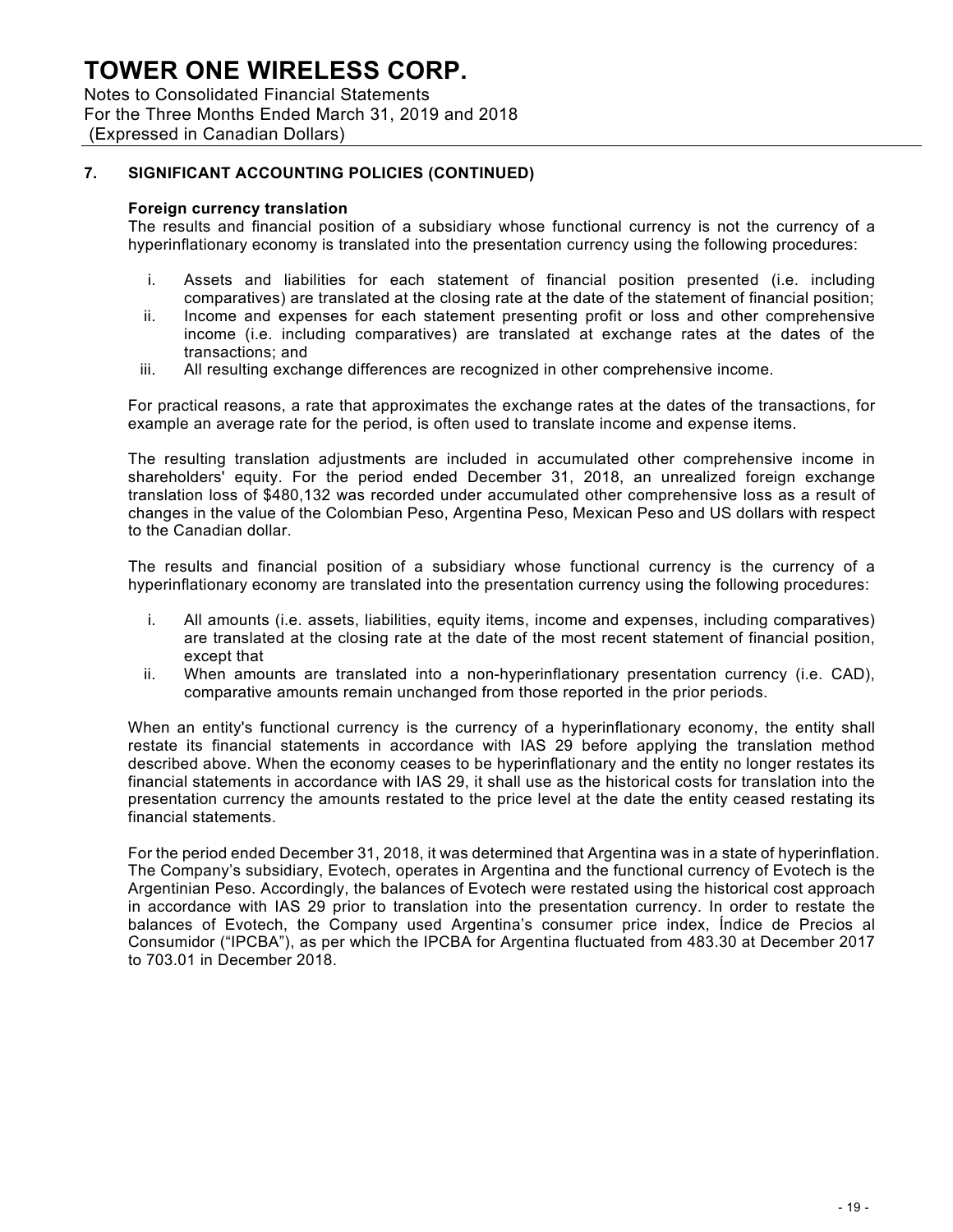## 7. SIGNIFICANT ACCOUNTING POLICIES (CONTINUED)

**Foreign currency translation**

The results and financial position of a subsidiary whose functional currency is not the currency of a hyperinflationary economy is translated into the presentation currency using the following procedures:

i. Assets and liabilities for each statement of financial position presented (i.e. including comparatives) are translated at the closing rate at the date of the statement of financial position;
ii. Income and expenses for each statement presenting profit or loss and other comprehensive income (i.e. including comparatives) are translated at exchange rates at the dates of the transactions; and
iii. All resulting exchange differences are recognized in other comprehensive income.

For practical reasons, a rate that approximates the exchange rates at the dates of the transactions, for example an average rate for the period, is often used to translate income and expense items.

The resulting translation adjustments are included in accumulated other comprehensive income in shareholders' equity. For the period ended December 31, 2018, an unrealized foreign exchange translation loss of $480,132 was recorded under accumulated other comprehensive loss as a result of changes in the value of the Colombian Peso, Argentina Peso, Mexican Peso and US dollars with respect to the Canadian dollar.

The results and financial position of a subsidiary whose functional currency is the currency of a hyperinflationary economy are translated into the presentation currency using the following procedures:

i. All amounts (i.e. assets, liabilities, equity items, income and expenses, including comparatives) are translated at the closing rate at the date of the most recent statement of financial position, except that
ii. When amounts are translated into a non-hyperinflationary presentation currency (i.e. CAD), comparative amounts remain unchanged from those reported in the prior periods.

When an entity's functional currency is the currency of a hyperinflationary economy, the entity shall restate its financial statements in accordance with IAS 29 before applying the translation method described above. When the economy ceases to be hyperinflationary and the entity no longer restates its financial statements in accordance with IAS 29, it shall use as the historical costs for translation into the presentation currency the amounts restated to the price level at the date the entity ceased restating its financial statements.

For the period ended December 31, 2018, it was determined that Argentina was in a state of hyperinflation. The Company's subsidiary, Evotech, operates in Argentina and the functional currency of Evotech is the Argentinian Peso. Accordingly, the balances of Evotech were restated using the historical cost approach in accordance with IAS 29 prior to translation into the presentation currency. In order to restate the balances of Evotech, the Company used Argentina's consumer price index, Índice de Precios al Consumidor ("IPCBA"), as per which the IPCBA for Argentina fluctuated from 483.30 at December 2017 to 703.01 in December 2018.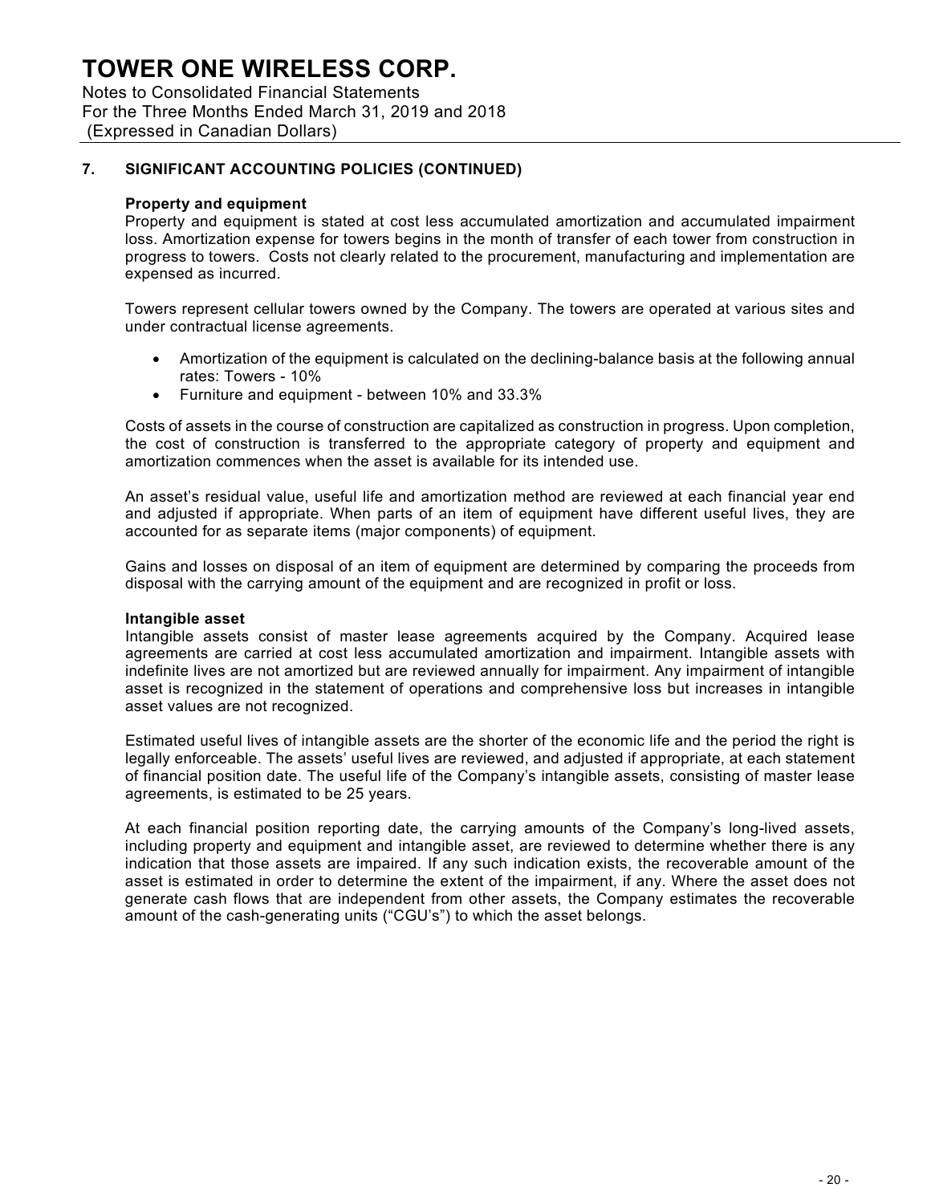## 7. SIGNIFICANT ACCOUNTING POLICIES (CONTINUED)

### Property and equipment

Property and equipment is stated at cost less accumulated amortization and accumulated impairment loss. Amortization expense for towers begins in the month of transfer of each tower from construction in progress to towers. Costs not clearly related to the procurement, manufacturing and implementation are expensed as incurred.

Towers represent cellular towers owned by the Company. The towers are operated at various sites and under contractual license agreements.

- Amortization of the equipment is calculated on the declining-balance basis at the following annual rates: Towers - 10%
- Furniture and equipment - between 10% and 33.3%

Costs of assets in the course of construction are capitalized as construction in progress. Upon completion, the cost of construction is transferred to the appropriate category of property and equipment and amortization commences when the asset is available for its intended use.

An asset's residual value, useful life and amortization method are reviewed at each financial year end and adjusted if appropriate. When parts of an item of equipment have different useful lives, they are accounted for as separate items (major components) of equipment.

Gains and losses on disposal of an item of equipment are determined by comparing the proceeds from disposal with the carrying amount of the equipment and are recognized in profit or loss.

### Intangible asset

Intangible assets consist of master lease agreements acquired by the Company. Acquired lease agreements are carried at cost less accumulated amortization and impairment. Intangible assets with indefinite lives are not amortized but are reviewed annually for impairment. Any impairment of intangible asset is recognized in the statement of operations and comprehensive loss but increases in intangible asset values are not recognized.

Estimated useful lives of intangible assets are the shorter of the economic life and the period the right is legally enforceable. The assets' useful lives are reviewed, and adjusted if appropriate, at each statement of financial position date. The useful life of the Company's intangible assets, consisting of master lease agreements, is estimated to be 25 years.

At each financial position reporting date, the carrying amounts of the Company's long-lived assets, including property and equipment and intangible asset, are reviewed to determine whether there is any indication that those assets are impaired. If any such indication exists, the recoverable amount of the asset is estimated in order to determine the extent of the impairment, if any. Where the asset does not generate cash flows that are independent from other assets, the Company estimates the recoverable amount of the cash-generating units ("CGU's") to which the asset belongs.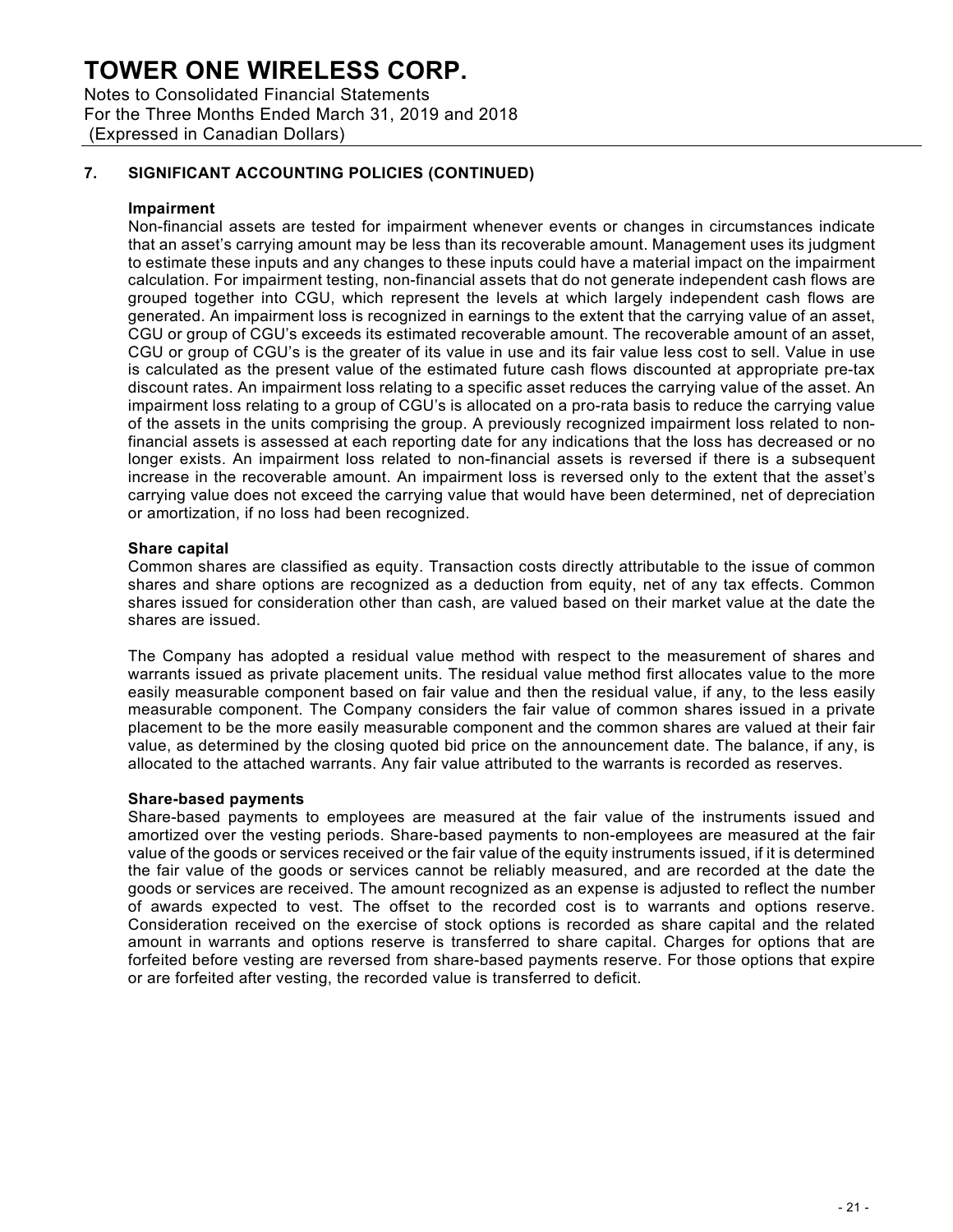## 7. SIGNIFICANT ACCOUNTING POLICIES (CONTINUED)

### Impairment

Non-financial assets are tested for impairment whenever events or changes in circumstances indicate that an asset's carrying amount may be less than its recoverable amount. Management uses its judgment to estimate these inputs and any changes to these inputs could have a material impact on the impairment calculation. For impairment testing, non-financial assets that do not generate independent cash flows are grouped together into CGU, which represent the levels at which largely independent cash flows are generated. An impairment loss is recognized in earnings to the extent that the carrying value of an asset, CGU or group of CGU's exceeds its estimated recoverable amount. The recoverable amount of an asset, CGU or group of CGU's is the greater of its value in use and its fair value less cost to sell. Value in use is calculated as the present value of the estimated future cash flows discounted at appropriate pre-tax discount rates. An impairment loss relating to a specific asset reduces the carrying value of the asset. An impairment loss relating to a group of CGU's is allocated on a pro-rata basis to reduce the carrying value of the assets in the units comprising the group. A previously recognized impairment loss related to non-financial assets is assessed at each reporting date for any indications that the loss has decreased or no longer exists. An impairment loss related to non-financial assets is reversed if there is a subsequent increase in the recoverable amount. An impairment loss is reversed only to the extent that the asset's carrying value does not exceed the carrying value that would have been determined, net of depreciation or amortization, if no loss had been recognized.

### Share capital

Common shares are classified as equity. Transaction costs directly attributable to the issue of common shares and share options are recognized as a deduction from equity, net of any tax effects. Common shares issued for consideration other than cash, are valued based on their market value at the date the shares are issued.

The Company has adopted a residual value method with respect to the measurement of shares and warrants issued as private placement units. The residual value method first allocates value to the more easily measurable component based on fair value and then the residual value, if any, to the less easily measurable component. The Company considers the fair value of common shares issued in a private placement to be the more easily measurable component and the common shares are valued at their fair value, as determined by the closing quoted bid price on the announcement date. The balance, if any, is allocated to the attached warrants. Any fair value attributed to the warrants is recorded as reserves.

### Share-based payments

Share-based payments to employees are measured at the fair value of the instruments issued and amortized over the vesting periods. Share-based payments to non-employees are measured at the fair value of the goods or services received or the fair value of the equity instruments issued, if it is determined the fair value of the goods or services cannot be reliably measured, and are recorded at the date the goods or services are received. The amount recognized as an expense is adjusted to reflect the number of awards expected to vest. The offset to the recorded cost is to warrants and options reserve. Consideration received on the exercise of stock options is recorded as share capital and the related amount in warrants and options reserve is transferred to share capital. Charges for options that are forfeited before vesting are reversed from share-based payments reserve. For those options that expire or are forfeited after vesting, the recorded value is transferred to deficit.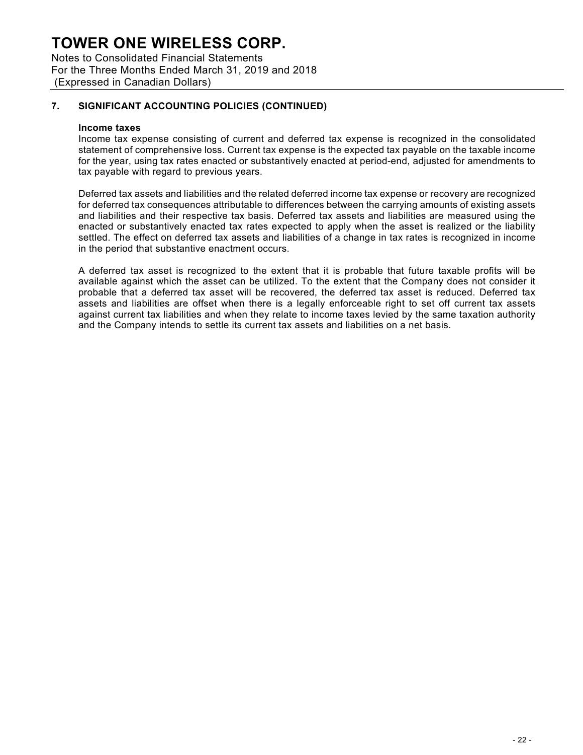## 7. SIGNIFICANT ACCOUNTING POLICIES (CONTINUED)

**Income taxes**

Income tax expense consisting of current and deferred tax expense is recognized in the consolidated statement of comprehensive loss. Current tax expense is the expected tax payable on the taxable income for the year, using tax rates enacted or substantively enacted at period-end, adjusted for amendments to tax payable with regard to previous years.

Deferred tax assets and liabilities and the related deferred income tax expense or recovery are recognized for deferred tax consequences attributable to differences between the carrying amounts of existing assets and liabilities and their respective tax basis. Deferred tax assets and liabilities are measured using the enacted or substantively enacted tax rates expected to apply when the asset is realized or the liability settled. The effect on deferred tax assets and liabilities of a change in tax rates is recognized in income in the period that substantive enactment occurs.

A deferred tax asset is recognized to the extent that it is probable that future taxable profits will be available against which the asset can be utilized. To the extent that the Company does not consider it probable that a deferred tax asset will be recovered, the deferred tax asset is reduced. Deferred tax assets and liabilities are offset when there is a legally enforceable right to set off current tax assets against current tax liabilities and when they relate to income taxes levied by the same taxation authority and the Company intends to settle its current tax assets and liabilities on a net basis.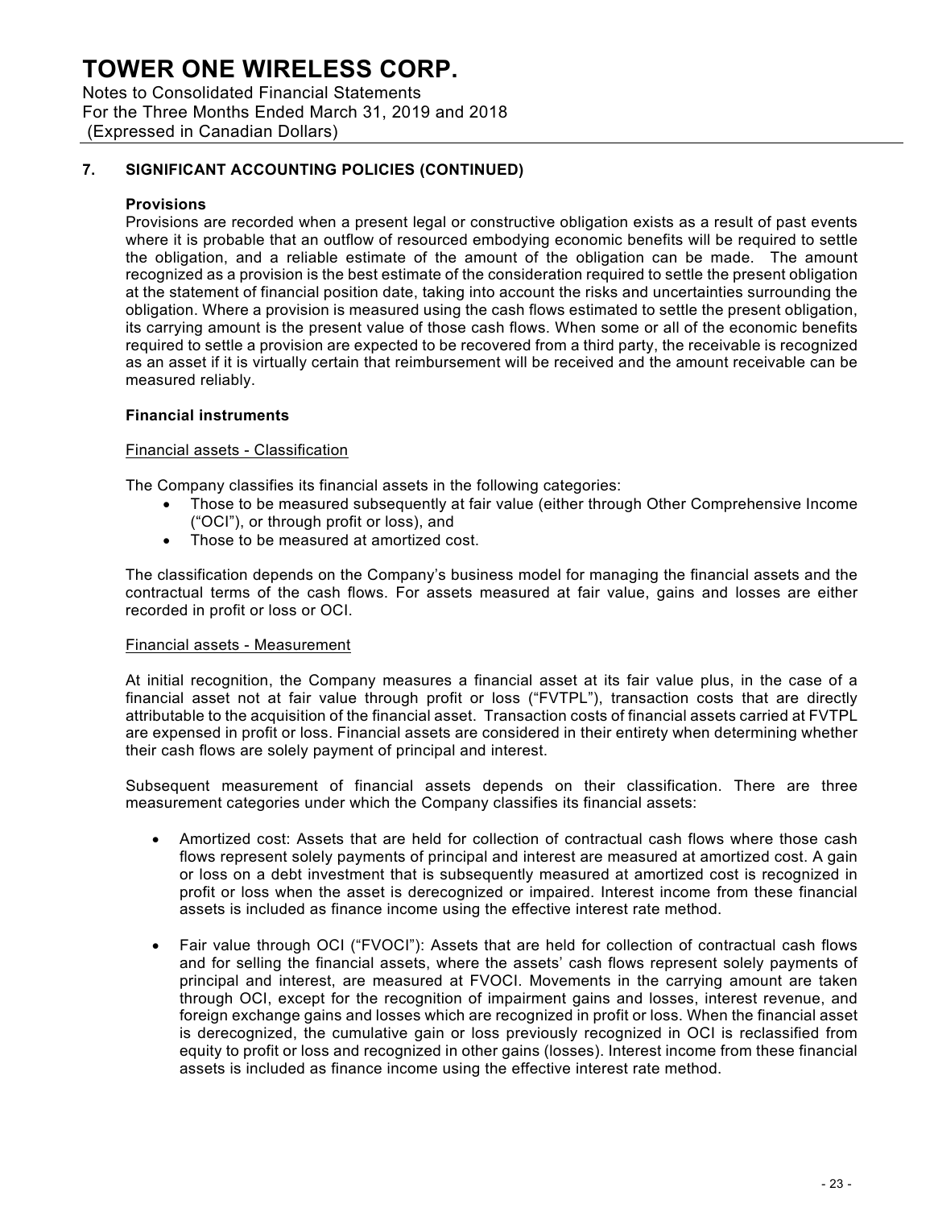## 7. SIGNIFICANT ACCOUNTING POLICIES (CONTINUED)

**Provisions**

Provisions are recorded when a present legal or constructive obligation exists as a result of past events where it is probable that an outflow of resourced embodying economic benefits will be required to settle the obligation, and a reliable estimate of the amount of the obligation can be made. The amount recognized as a provision is the best estimate of the consideration required to settle the present obligation at the statement of financial position date, taking into account the risks and uncertainties surrounding the obligation. Where a provision is measured using the cash flows estimated to settle the present obligation, its carrying amount is the present value of those cash flows. When some or all of the economic benefits required to settle a provision are expected to be recovered from a third party, the receivable is recognized as an asset if it is virtually certain that reimbursement will be received and the amount receivable can be measured reliably.

**Financial instruments**

Financial assets - Classification

The Company classifies its financial assets in the following categories:

- Those to be measured subsequently at fair value (either through Other Comprehensive Income ("OCI"), or through profit or loss), and
- Those to be measured at amortized cost.

The classification depends on the Company's business model for managing the financial assets and the contractual terms of the cash flows. For assets measured at fair value, gains and losses are either recorded in profit or loss or OCI.

Financial assets - Measurement

At initial recognition, the Company measures a financial asset at its fair value plus, in the case of a financial asset not at fair value through profit or loss ("FVTPL"), transaction costs that are directly attributable to the acquisition of the financial asset. Transaction costs of financial assets carried at FVTPL are expensed in profit or loss. Financial assets are considered in their entirety when determining whether their cash flows are solely payment of principal and interest.

Subsequent measurement of financial assets depends on their classification. There are three measurement categories under which the Company classifies its financial assets:

- Amortized cost: Assets that are held for collection of contractual cash flows where those cash flows represent solely payments of principal and interest are measured at amortized cost. A gain or loss on a debt investment that is subsequently measured at amortized cost is recognized in profit or loss when the asset is derecognized or impaired. Interest income from these financial assets is included as finance income using the effective interest rate method.

- Fair value through OCI ("FVOCI"): Assets that are held for collection of contractual cash flows and for selling the financial assets, where the assets' cash flows represent solely payments of principal and interest, are measured at FVOCI. Movements in the carrying amount are taken through OCI, except for the recognition of impairment gains and losses, interest revenue, and foreign exchange gains and losses which are recognized in profit or loss. When the financial asset is derecognized, the cumulative gain or loss previously recognized in OCI is reclassified from equity to profit or loss and recognized in other gains (losses). Interest income from these financial assets is included as finance income using the effective interest rate method.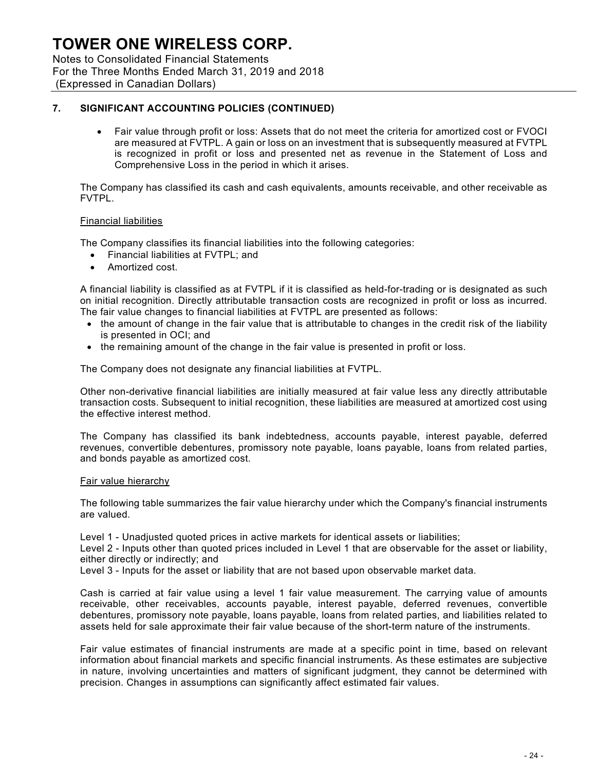### 7. SIGNIFICANT ACCOUNTING POLICIES (CONTINUED)

- Fair value through profit or loss: Assets that do not meet the criteria for amortized cost or FVOCI are measured at FVTPL. A gain or loss on an investment that is subsequently measured at FVTPL is recognized in profit or loss and presented net as revenue in the Statement of Loss and Comprehensive Loss in the period in which it arises.

The Company has classified its cash and cash equivalents, amounts receivable, and other receivable as FVTPL.

Financial liabilities

The Company classifies its financial liabilities into the following categories:

- Financial liabilities at FVTPL; and
- Amortized cost.

A financial liability is classified as at FVTPL if it is classified as held-for-trading or is designated as such on initial recognition. Directly attributable transaction costs are recognized in profit or loss as incurred. The fair value changes to financial liabilities at FVTPL are presented as follows:

- the amount of change in the fair value that is attributable to changes in the credit risk of the liability is presented in OCI; and
- the remaining amount of the change in the fair value is presented in profit or loss.

The Company does not designate any financial liabilities at FVTPL.

Other non-derivative financial liabilities are initially measured at fair value less any directly attributable transaction costs. Subsequent to initial recognition, these liabilities are measured at amortized cost using the effective interest method.

The Company has classified its bank indebtedness, accounts payable, interest payable, deferred revenues, convertible debentures, promissory note payable, loans payable, loans from related parties, and bonds payable as amortized cost.

Fair value hierarchy

The following table summarizes the fair value hierarchy under which the Company's financial instruments are valued.

Level 1 - Unadjusted quoted prices in active markets for identical assets or liabilities;
Level 2 - Inputs other than quoted prices included in Level 1 that are observable for the asset or liability, either directly or indirectly; and
Level 3 - Inputs for the asset or liability that are not based upon observable market data.

Cash is carried at fair value using a level 1 fair value measurement. The carrying value of amounts receivable, other receivables, accounts payable, interest payable, deferred revenues, convertible debentures, promissory note payable, loans payable, loans from related parties, and liabilities related to assets held for sale approximate their fair value because of the short-term nature of the instruments.

Fair value estimates of financial instruments are made at a specific point in time, based on relevant information about financial markets and specific financial instruments. As these estimates are subjective in nature, involving uncertainties and matters of significant judgment, they cannot be determined with precision. Changes in assumptions can significantly affect estimated fair values.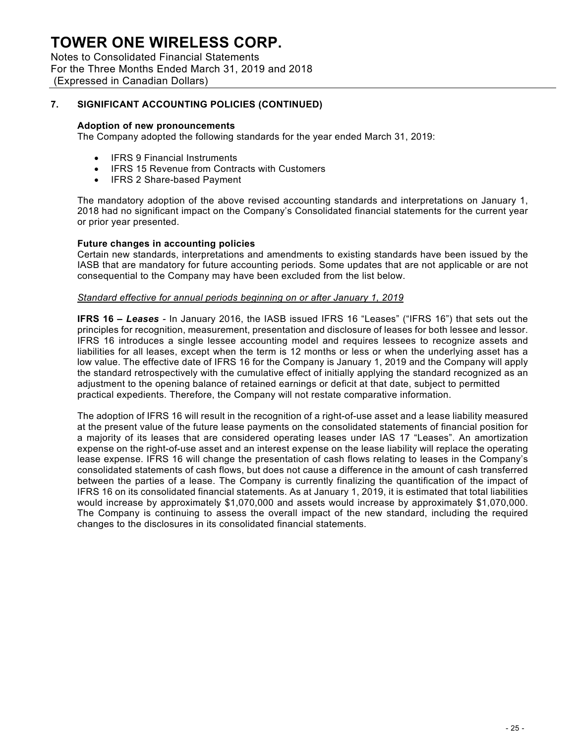# TOWER ONE WIRELESS CORP.

Notes to Consolidated Financial Statements
For the Three Months Ended March 31, 2019 and 2018
(Expressed in Canadian Dollars)

## 7. SIGNIFICANT ACCOUNTING POLICIES (CONTINUED)

**Adoption of new pronouncements**

The Company adopted the following standards for the year ended March 31, 2019:

- IFRS 9 Financial Instruments
- IFRS 15 Revenue from Contracts with Customers
- IFRS 2 Share-based Payment

The mandatory adoption of the above revised accounting standards and interpretations on January 1, 2018 had no significant impact on the Company's Consolidated financial statements for the current year or prior year presented.

**Future changes in accounting policies**

Certain new standards, interpretations and amendments to existing standards have been issued by the IASB that are mandatory for future accounting periods. Some updates that are not applicable or are not consequential to the Company may have been excluded from the list below.

*Standard effective for annual periods beginning on or after January 1, 2019*

**IFRS 16 – *Leases*** - In January 2016, the IASB issued IFRS 16 "Leases" ("IFRS 16") that sets out the principles for recognition, measurement, presentation and disclosure of leases for both lessee and lessor. IFRS 16 introduces a single lessee accounting model and requires lessees to recognize assets and liabilities for all leases, except when the term is 12 months or less or when the underlying asset has a low value. The effective date of IFRS 16 for the Company is January 1, 2019 and the Company will apply the standard retrospectively with the cumulative effect of initially applying the standard recognized as an adjustment to the opening balance of retained earnings or deficit at that date, subject to permitted practical expedients. Therefore, the Company will not restate comparative information.

The adoption of IFRS 16 will result in the recognition of a right-of-use asset and a lease liability measured at the present value of the future lease payments on the consolidated statements of financial position for a majority of its leases that are considered operating leases under IAS 17 "Leases". An amortization expense on the right-of-use asset and an interest expense on the lease liability will replace the operating lease expense. IFRS 16 will change the presentation of cash flows relating to leases in the Company's consolidated statements of cash flows, but does not cause a difference in the amount of cash transferred between the parties of a lease. The Company is currently finalizing the quantification of the impact of IFRS 16 on its consolidated financial statements. As at January 1, 2019, it is estimated that total liabilities would increase by approximately $1,070,000 and assets would increase by approximately $1,070,000. The Company is continuing to assess the overall impact of the new standard, including the required changes to the disclosures in its consolidated financial statements.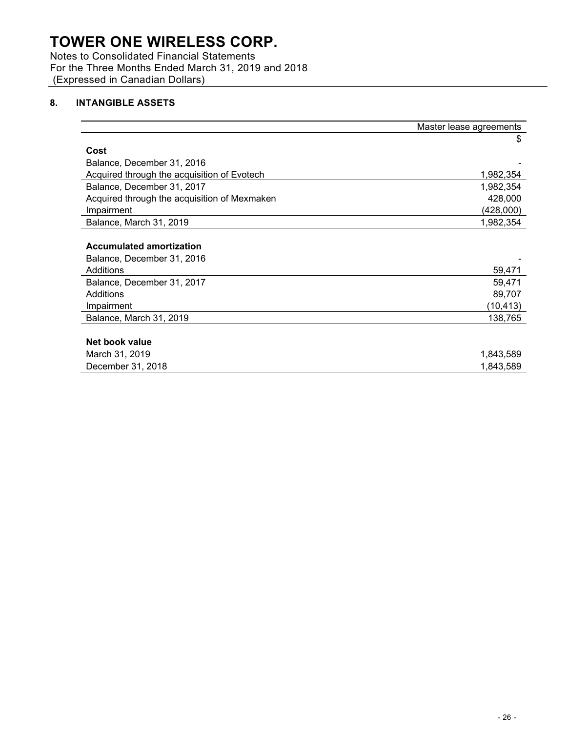## 8. INTANGIBLE ASSETS

| | Master lease agreements |
|---|---|
| | $ |
| **Cost** | |
| Balance, December 31, 2016 | - |
| Acquired through the acquisition of Evotech | 1,982,354 |
| Balance, December 31, 2017 | 1,982,354 |
| Acquired through the acquisition of Mexmaken | 428,000 |
| Impairment | (428,000) |
| Balance, March 31, 2019 | 1,982,354 |
| | |
| **Accumulated amortization** | |
| Balance, December 31, 2016 | - |
| Additions | 59,471 |
| Balance, December 31, 2017 | 59,471 |
| Additions | 89,707 |
| Impairment | (10,413) |
| Balance, March 31, 2019 | 138,765 |
| | |
| **Net book value** | |
| March 31, 2019 | 1,843,589 |
| December 31, 2018 | 1,843,589 |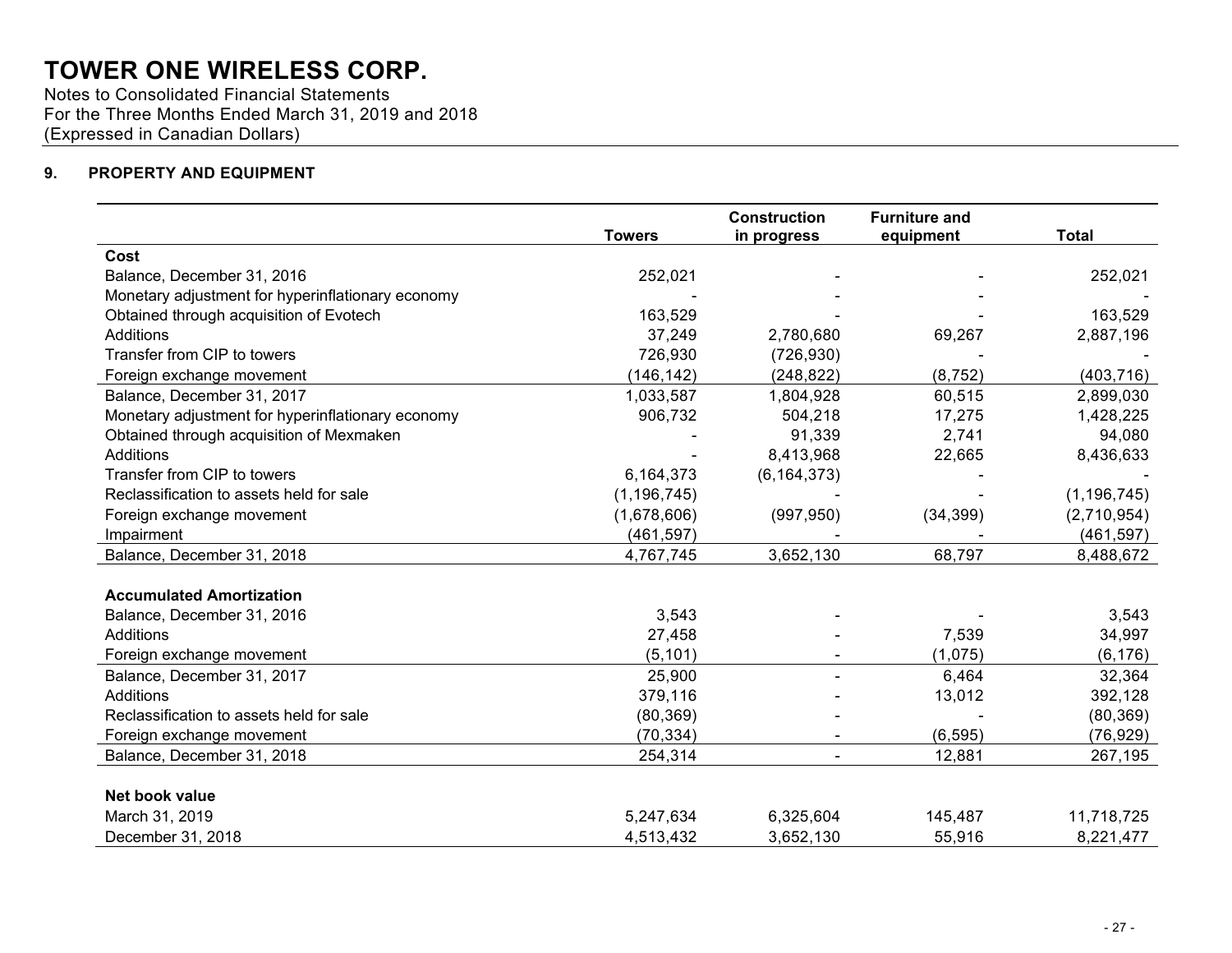# TOWER ONE WIRELESS CORP.

Notes to Consolidated Financial Statements
For the Three Months Ended March 31, 2019 and 2018
(Expressed in Canadian Dollars)

## 9. PROPERTY AND EQUIPMENT

| | Towers | Construction in progress | Furniture and equipment | Total |
|---|---|---|---|---|
| **Cost** | | | | |
| Balance, December 31, 2016 | 252,021 | - | - | 252,021 |
| Monetary adjustment for hyperinflationary economy | - | - | - | - |
| Obtained through acquisition of Evotech | 163,529 | - | - | 163,529 |
| Additions | 37,249 | 2,780,680 | 69,267 | 2,887,196 |
| Transfer from CIP to towers | 726,930 | (726,930) | - | - |
| Foreign exchange movement | (146,142) | (248,822) | (8,752) | (403,716) |
| Balance, December 31, 2017 | 1,033,587 | 1,804,928 | 60,515 | 2,899,030 |
| Monetary adjustment for hyperinflationary economy | 906,732 | 504,218 | 17,275 | 1,428,225 |
| Obtained through acquisition of Mexmaken | - | 91,339 | 2,741 | 94,080 |
| Additions | - | 8,413,968 | 22,665 | 8,436,633 |
| Transfer from CIP to towers | 6,164,373 | (6,164,373) | - | - |
| Reclassification to assets held for sale | (1,196,745) | - | - | (1,196,745) |
| Foreign exchange movement | (1,678,606) | (997,950) | (34,399) | (2,710,954) |
| Impairment | (461,597) | - | - | (461,597) |
| Balance, December 31, 2018 | 4,767,745 | 3,652,130 | 68,797 | 8,488,672 |
| | | | | |
| **Accumulated Amortization** | | | | |
| Balance, December 31, 2016 | 3,543 | - | - | 3,543 |
| Additions | 27,458 | - | 7,539 | 34,997 |
| Foreign exchange movement | (5,101) | - | (1,075) | (6,176) |
| Balance, December 31, 2017 | 25,900 | - | 6,464 | 32,364 |
| Additions | 379,116 | - | 13,012 | 392,128 |
| Reclassification to assets held for sale | (80,369) | - | - | (80,369) |
| Foreign exchange movement | (70,334) | - | (6,595) | (76,929) |
| Balance, December 31, 2018 | 254,314 | - | 12,881 | 267,195 |
| | | | | |
| **Net book value** | | | | |
| March 31, 2019 | 5,247,634 | 6,325,604 | 145,487 | 11,718,725 |
| December 31, 2018 | 4,513,432 | 3,652,130 | 55,916 | 8,221,477 |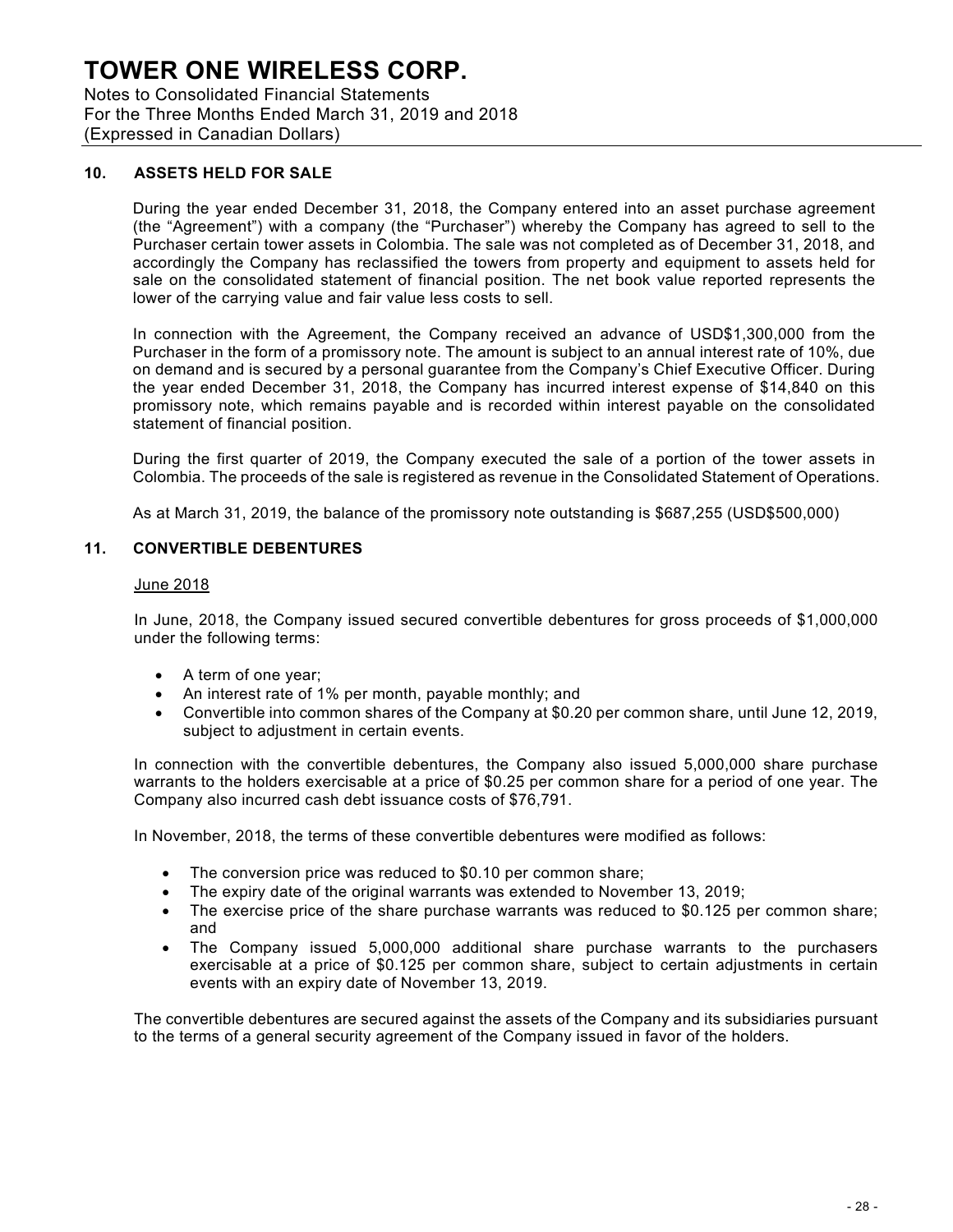# TOWER ONE WIRELESS CORP.

Notes to Consolidated Financial Statements
For the Three Months Ended March 31, 2019 and 2018
(Expressed in Canadian Dollars)

## 10. ASSETS HELD FOR SALE

During the year ended December 31, 2018, the Company entered into an asset purchase agreement (the "Agreement") with a company (the "Purchaser") whereby the Company has agreed to sell to the Purchaser certain tower assets in Colombia. The sale was not completed as of December 31, 2018, and accordingly the Company has reclassified the towers from property and equipment to assets held for sale on the consolidated statement of financial position. The net book value reported represents the lower of the carrying value and fair value less costs to sell.

In connection with the Agreement, the Company received an advance of USD$1,300,000 from the Purchaser in the form of a promissory note. The amount is subject to an annual interest rate of 10%, due on demand and is secured by a personal guarantee from the Company's Chief Executive Officer. During the year ended December 31, 2018, the Company has incurred interest expense of $14,840 on this promissory note, which remains payable and is recorded within interest payable on the consolidated statement of financial position.

During the first quarter of 2019, the Company executed the sale of a portion of the tower assets in Colombia. The proceeds of the sale is registered as revenue in the Consolidated Statement of Operations.

As at March 31, 2019, the balance of the promissory note outstanding is $687,255 (USD$500,000)

## 11. CONVERTIBLE DEBENTURES

June 2018

In June, 2018, the Company issued secured convertible debentures for gross proceeds of $1,000,000 under the following terms:

- A term of one year;
- An interest rate of 1% per month, payable monthly; and
- Convertible into common shares of the Company at $0.20 per common share, until June 12, 2019, subject to adjustment in certain events.

In connection with the convertible debentures, the Company also issued 5,000,000 share purchase warrants to the holders exercisable at a price of $0.25 per common share for a period of one year. The Company also incurred cash debt issuance costs of $76,791.

In November, 2018, the terms of these convertible debentures were modified as follows:

- The conversion price was reduced to $0.10 per common share;
- The expiry date of the original warrants was extended to November 13, 2019;
- The exercise price of the share purchase warrants was reduced to $0.125 per common share; and
- The Company issued 5,000,000 additional share purchase warrants to the purchasers exercisable at a price of $0.125 per common share, subject to certain adjustments in certain events with an expiry date of November 13, 2019.

The convertible debentures are secured against the assets of the Company and its subsidiaries pursuant to the terms of a general security agreement of the Company issued in favor of the holders.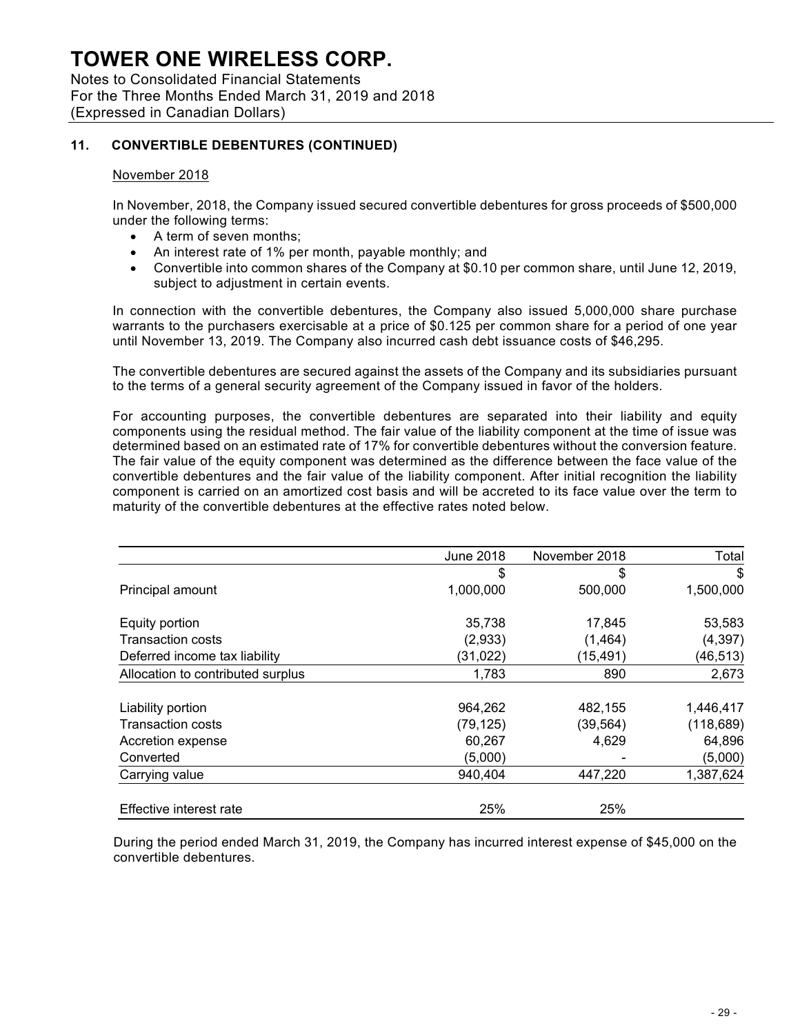# TOWER ONE WIRELESS CORP.

Notes to Consolidated Financial Statements
For the Three Months Ended March 31, 2019 and 2018
(Expressed in Canadian Dollars)

## 11. CONVERTIBLE DEBENTURES (CONTINUED)

November 2018

In November, 2018, the Company issued secured convertible debentures for gross proceeds of $500,000 under the following terms:

- A term of seven months;
- An interest rate of 1% per month, payable monthly; and
- Convertible into common shares of the Company at $0.10 per common share, until June 12, 2019, subject to adjustment in certain events.

In connection with the convertible debentures, the Company also issued 5,000,000 share purchase warrants to the purchasers exercisable at a price of $0.125 per common share for a period of one year until November 13, 2019. The Company also incurred cash debt issuance costs of $46,295.

The convertible debentures are secured against the assets of the Company and its subsidiaries pursuant to the terms of a general security agreement of the Company issued in favor of the holders.

For accounting purposes, the convertible debentures are separated into their liability and equity components using the residual method. The fair value of the liability component at the time of issue was determined based on an estimated rate of 17% for convertible debentures without the conversion feature. The fair value of the equity component was determined as the difference between the face value of the convertible debentures and the fair value of the liability component. After initial recognition the liability component is carried on an amortized cost basis and will be accreted to its face value over the term to maturity of the convertible debentures at the effective rates noted below.

| | June 2018 | November 2018 | Total |
|---|---|---|---|
| | $ | $ | $ |
| Principal amount | 1,000,000 | 500,000 | 1,500,000 |
| | | | |
| Equity portion | 35,738 | 17,845 | 53,583 |
| Transaction costs | (2,933) | (1,464) | (4,397) |
| Deferred income tax liability | (31,022) | (15,491) | (46,513) |
| Allocation to contributed surplus | 1,783 | 890 | 2,673 |
| | | | |
| Liability portion | 964,262 | 482,155 | 1,446,417 |
| Transaction costs | (79,125) | (39,564) | (118,689) |
| Accretion expense | 60,267 | 4,629 | 64,896 |
| Converted | (5,000) | - | (5,000) |
| Carrying value | 940,404 | 447,220 | 1,387,624 |
| | | | |
| Effective interest rate | 25% | 25% | |

During the period ended March 31, 2019, the Company has incurred interest expense of $45,000 on the convertible debentures.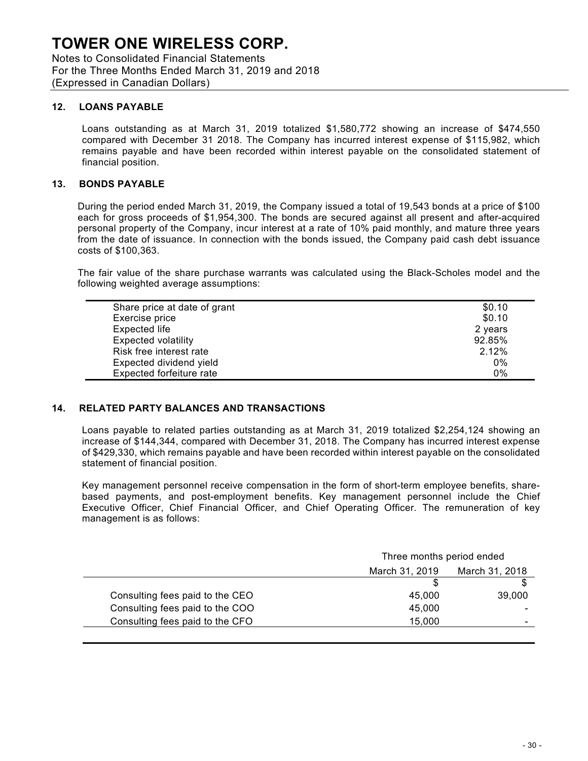# TOWER ONE WIRELESS CORP.

Notes to Consolidated Financial Statements
For the Three Months Ended March 31, 2019 and 2018
(Expressed in Canadian Dollars)

## 12. LOANS PAYABLE

Loans outstanding as at March 31, 2019 totalized $1,580,772 showing an increase of $474,550 compared with December 31 2018. The Company has incurred interest expense of $115,982, which remains payable and have been recorded within interest payable on the consolidated statement of financial position.

## 13. BONDS PAYABLE

During the period ended March 31, 2019, the Company issued a total of 19,543 bonds at a price of $100 each for gross proceeds of $1,954,300. The bonds are secured against all present and after-acquired personal property of the Company, incur interest at a rate of 10% paid monthly, and mature three years from the date of issuance. In connection with the bonds issued, the Company paid cash debt issuance costs of $100,363.

The fair value of the share purchase warrants was calculated using the Black-Scholes model and the following weighted average assumptions:

| | |
|---|---|
| Share price at date of grant | $0.10 |
| Exercise price | $0.10 |
| Expected life | 2 years |
| Expected volatility | 92.85% |
| Risk free interest rate | 2.12% |
| Expected dividend yield | 0% |
| Expected forfeiture rate | 0% |

## 14. RELATED PARTY BALANCES AND TRANSACTIONS

Loans payable to related parties outstanding as at March 31, 2019 totalized $2,254,124 showing an increase of $144,344, compared with December 31, 2018. The Company has incurred interest expense of $429,330, which remains payable and have been recorded within interest payable on the consolidated statement of financial position.

Key management personnel receive compensation in the form of short-term employee benefits, share-based payments, and post-employment benefits. Key management personnel include the Chief Executive Officer, Chief Financial Officer, and Chief Operating Officer. The remuneration of key management is as follows:

| | Three months period ended | |
|---|---|---|
| | March 31, 2019 | March 31, 2018 |
| | $ | $ |
| Consulting fees paid to the CEO | 45,000 | 39,000 |
| Consulting fees paid to the COO | 45,000 | - |
| Consulting fees paid to the CFO | 15,000 | - |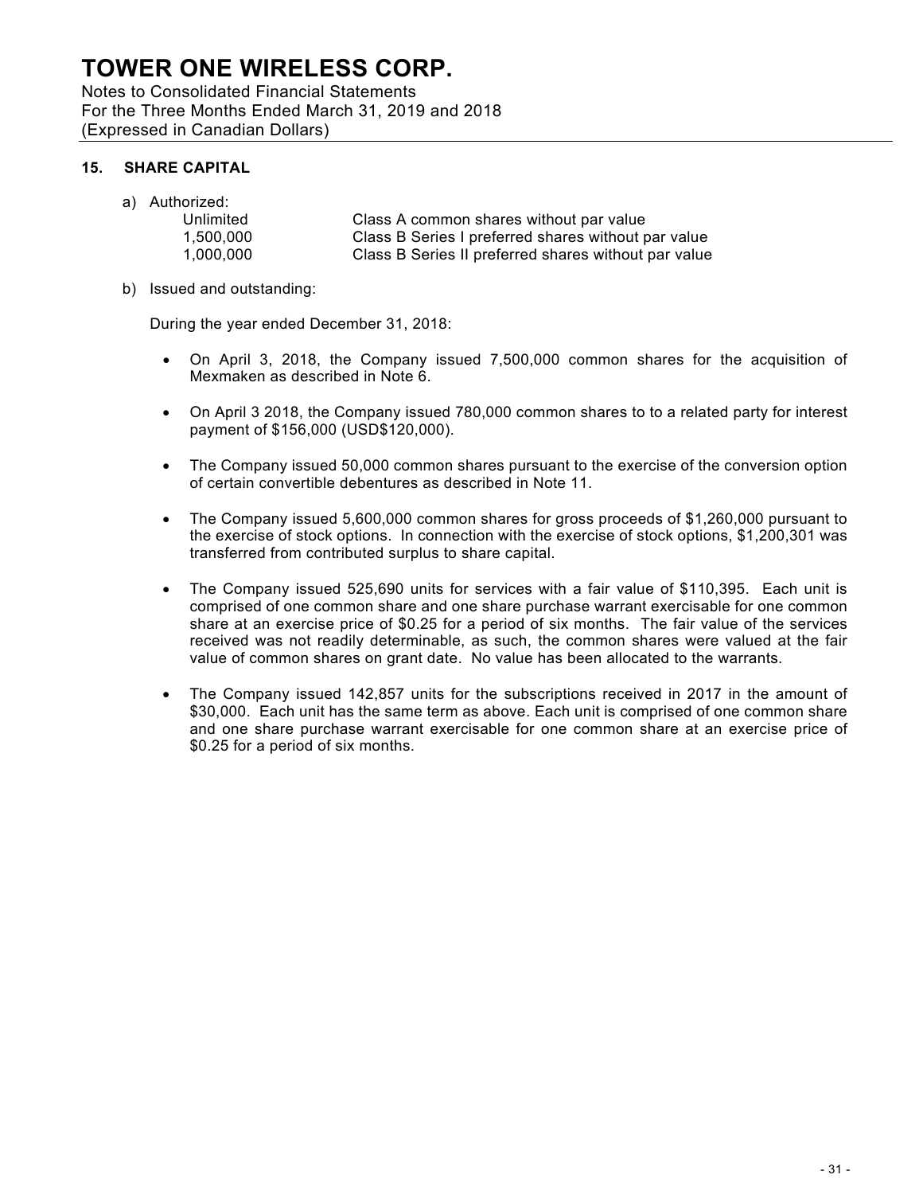# TOWER ONE WIRELESS CORP.

Notes to Consolidated Financial Statements
For the Three Months Ended March 31, 2019 and 2018
(Expressed in Canadian Dollars)

## 15. SHARE CAPITAL

a) Authorized:

| | |
|---|---|
| Unlimited | Class A common shares without par value |
| 1,500,000 | Class B Series I preferred shares without par value |
| 1,000,000 | Class B Series II preferred shares without par value |

b) Issued and outstanding:

During the year ended December 31, 2018:

- On April 3, 2018, the Company issued 7,500,000 common shares for the acquisition of Mexmaken as described in Note 6.
- On April 3 2018, the Company issued 780,000 common shares to to a related party for interest payment of $156,000 (USD$120,000).
- The Company issued 50,000 common shares pursuant to the exercise of the conversion option of certain convertible debentures as described in Note 11.
- The Company issued 5,600,000 common shares for gross proceeds of $1,260,000 pursuant to the exercise of stock options. In connection with the exercise of stock options, $1,200,301 was transferred from contributed surplus to share capital.
- The Company issued 525,690 units for services with a fair value of $110,395. Each unit is comprised of one common share and one share purchase warrant exercisable for one common share at an exercise price of $0.25 for a period of six months. The fair value of the services received was not readily determinable, as such, the common shares were valued at the fair value of common shares on grant date. No value has been allocated to the warrants.
- The Company issued 142,857 units for the subscriptions received in 2017 in the amount of $30,000. Each unit has the same term as above. Each unit is comprised of one common share and one share purchase warrant exercisable for one common share at an exercise price of $0.25 for a period of six months.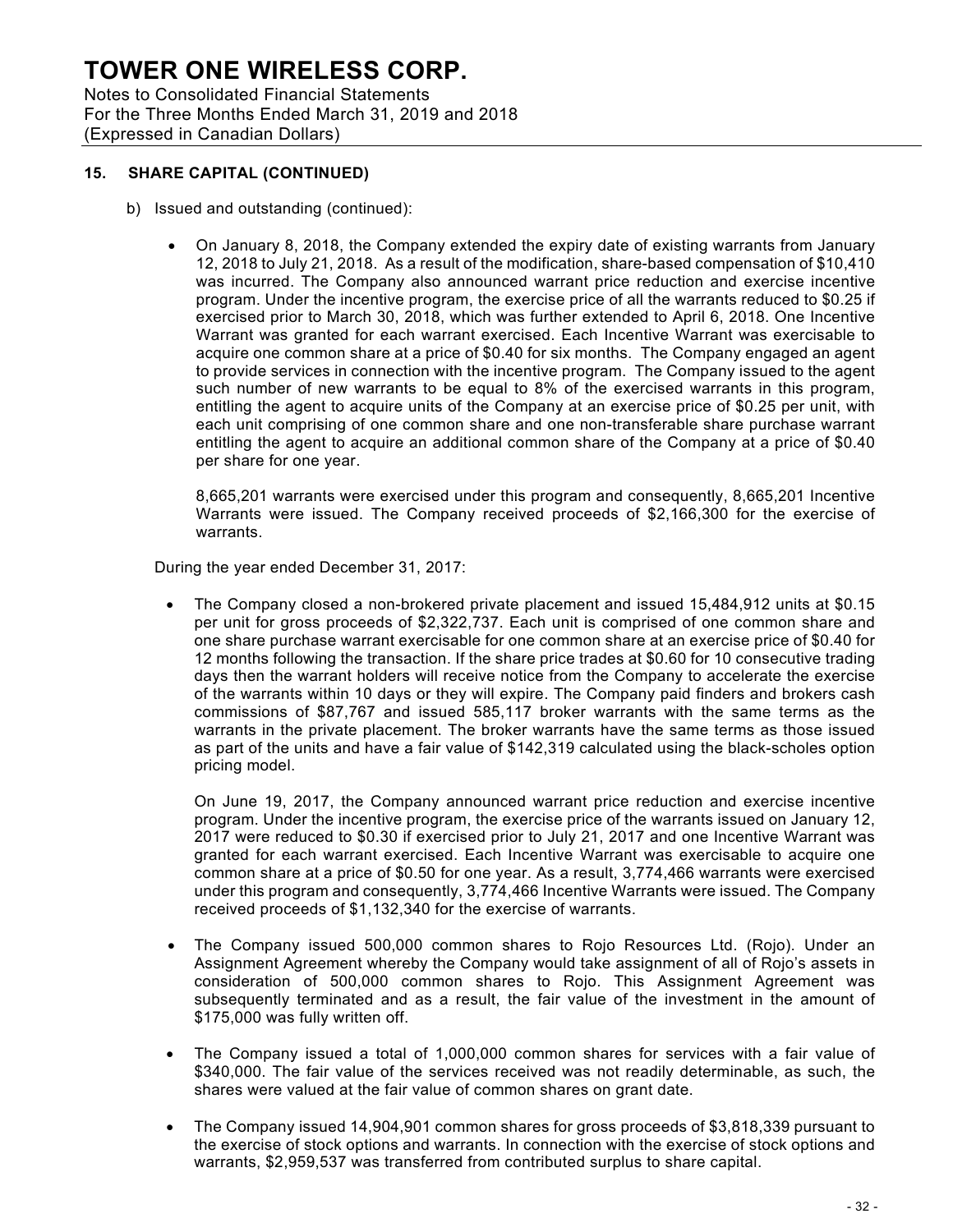# TOWER ONE WIRELESS CORP.

Notes to Consolidated Financial Statements
For the Three Months Ended March 31, 2019 and 2018
(Expressed in Canadian Dollars)

## 15. SHARE CAPITAL (CONTINUED)

b) Issued and outstanding (continued):

- On January 8, 2018, the Company extended the expiry date of existing warrants from January 12, 2018 to July 21, 2018. As a result of the modification, share-based compensation of $10,410 was incurred. The Company also announced warrant price reduction and exercise incentive program. Under the incentive program, the exercise price of all the warrants reduced to $0.25 if exercised prior to March 30, 2018, which was further extended to April 6, 2018. One Incentive Warrant was granted for each warrant exercised. Each Incentive Warrant was exercisable to acquire one common share at a price of $0.40 for six months. The Company engaged an agent to provide services in connection with the incentive program. The Company issued to the agent such number of new warrants to be equal to 8% of the exercised warrants in this program, entitling the agent to acquire units of the Company at an exercise price of $0.25 per unit, with each unit comprising of one common share and one non-transferable share purchase warrant entitling the agent to acquire an additional common share of the Company at a price of $0.40 per share for one year.

  8,665,201 warrants were exercised under this program and consequently, 8,665,201 Incentive Warrants were issued. The Company received proceeds of $2,166,300 for the exercise of warrants.

During the year ended December 31, 2017:

- The Company closed a non-brokered private placement and issued 15,484,912 units at $0.15 per unit for gross proceeds of $2,322,737. Each unit is comprised of one common share and one share purchase warrant exercisable for one common share at an exercise price of $0.40 for 12 months following the transaction. If the share price trades at $0.60 for 10 consecutive trading days then the warrant holders will receive notice from the Company to accelerate the exercise of the warrants within 10 days or they will expire. The Company paid finders and brokers cash commissions of $87,767 and issued 585,117 broker warrants with the same terms as the warrants in the private placement. The broker warrants have the same terms as those issued as part of the units and have a fair value of $142,319 calculated using the black-scholes option pricing model.

  On June 19, 2017, the Company announced warrant price reduction and exercise incentive program. Under the incentive program, the exercise price of the warrants issued on January 12, 2017 were reduced to $0.30 if exercised prior to July 21, 2017 and one Incentive Warrant was granted for each warrant exercised. Each Incentive Warrant was exercisable to acquire one common share at a price of $0.50 for one year. As a result, 3,774,466 warrants were exercised under this program and consequently, 3,774,466 Incentive Warrants were issued. The Company received proceeds of $1,132,340 for the exercise of warrants.

- The Company issued 500,000 common shares to Rojo Resources Ltd. (Rojo). Under an Assignment Agreement whereby the Company would take assignment of all of Rojo's assets in consideration of 500,000 common shares to Rojo. This Assignment Agreement was subsequently terminated and as a result, the fair value of the investment in the amount of $175,000 was fully written off.

- The Company issued a total of 1,000,000 common shares for services with a fair value of $340,000. The fair value of the services received was not readily determinable, as such, the shares were valued at the fair value of common shares on grant date.

- The Company issued 14,904,901 common shares for gross proceeds of $3,818,339 pursuant to the exercise of stock options and warrants. In connection with the exercise of stock options and warrants, $2,959,537 was transferred from contributed surplus to share capital.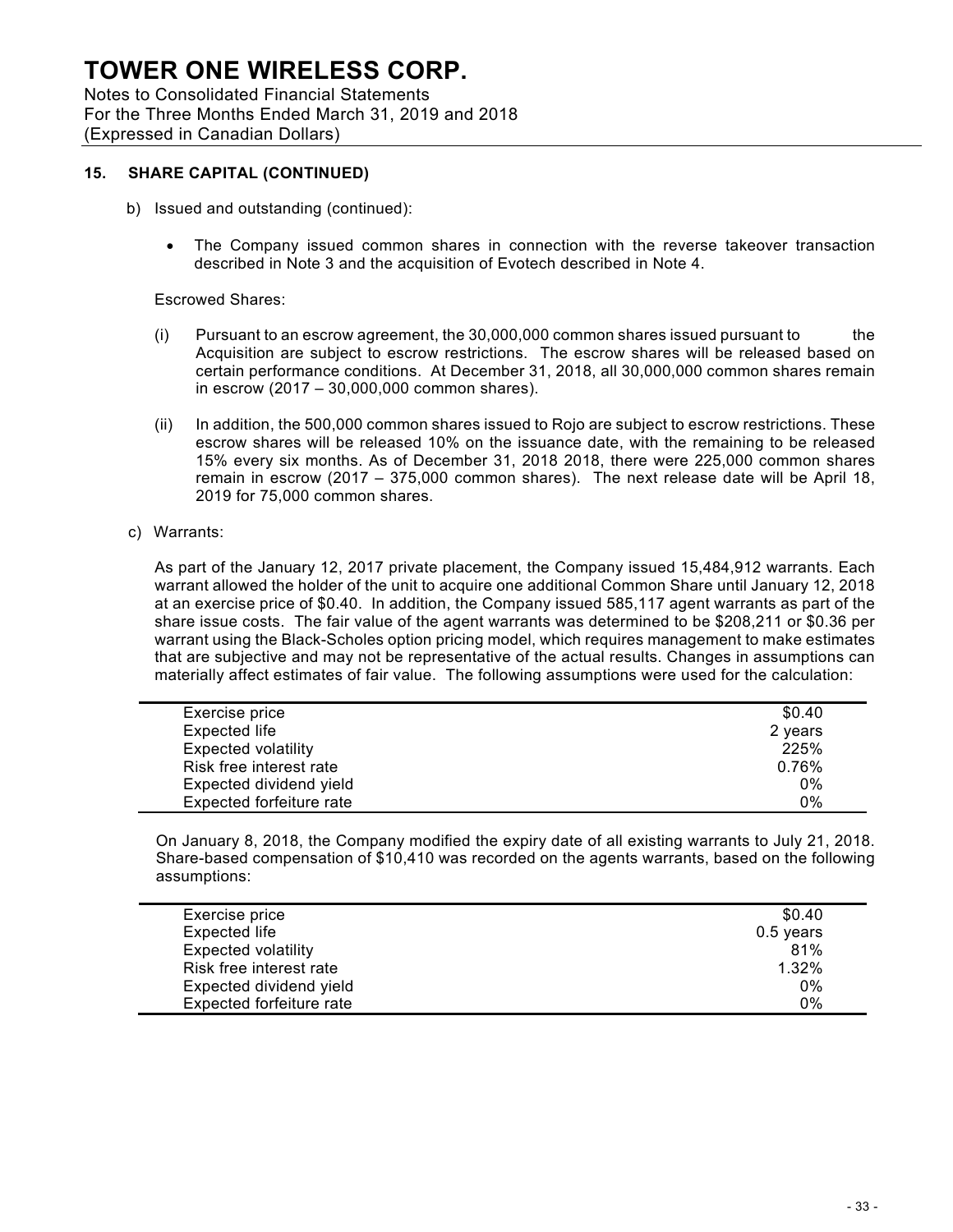# TOWER ONE WIRELESS CORP.

Notes to Consolidated Financial Statements
For the Three Months Ended March 31, 2019 and 2018
(Expressed in Canadian Dollars)

## 15. SHARE CAPITAL (CONTINUED)

b) Issued and outstanding (continued):

- The Company issued common shares in connection with the reverse takeover transaction described in Note 3 and the acquisition of Evotech described in Note 4.

Escrowed Shares:

(i) Pursuant to an escrow agreement, the 30,000,000 common shares issued pursuant to the Acquisition are subject to escrow restrictions. The escrow shares will be released based on certain performance conditions. At December 31, 2018, all 30,000,000 common shares remain in escrow (2017 – 30,000,000 common shares).

(ii) In addition, the 500,000 common shares issued to Rojo are subject to escrow restrictions. These escrow shares will be released 10% on the issuance date, with the remaining to be released 15% every six months. As of December 31, 2018 2018, there were 225,000 common shares remain in escrow (2017 – 375,000 common shares). The next release date will be April 18, 2019 for 75,000 common shares.

c) Warrants:

As part of the January 12, 2017 private placement, the Company issued 15,484,912 warrants. Each warrant allowed the holder of the unit to acquire one additional Common Share until January 12, 2018 at an exercise price of $0.40. In addition, the Company issued 585,117 agent warrants as part of the share issue costs. The fair value of the agent warrants was determined to be $208,211 or $0.36 per warrant using the Black-Scholes option pricing model, which requires management to make estimates that are subjective and may not be representative of the actual results. Changes in assumptions can materially affect estimates of fair value. The following assumptions were used for the calculation:

| | |
|---|---|
| Exercise price | $0.40 |
| Expected life | 2 years |
| Expected volatility | 225% |
| Risk free interest rate | 0.76% |
| Expected dividend yield | 0% |
| Expected forfeiture rate | 0% |

On January 8, 2018, the Company modified the expiry date of all existing warrants to July 21, 2018. Share-based compensation of $10,410 was recorded on the agents warrants, based on the following assumptions:

| | |
|---|---|
| Exercise price | $0.40 |
| Expected life | 0.5 years |
| Expected volatility | 81% |
| Risk free interest rate | 1.32% |
| Expected dividend yield | 0% |
| Expected forfeiture rate | 0% |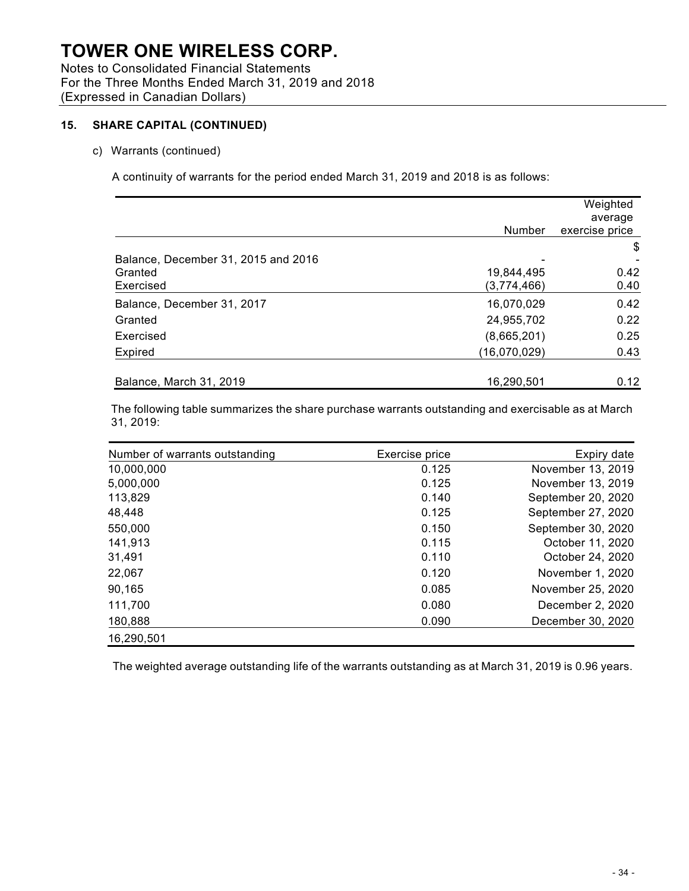# TOWER ONE WIRELESS CORP.

Notes to Consolidated Financial Statements
For the Three Months Ended March 31, 2019 and 2018
(Expressed in Canadian Dollars)

## 15. SHARE CAPITAL (CONTINUED)

c) Warrants (continued)

A continuity of warrants for the period ended March 31, 2019 and 2018 is as follows:

| | Number | Weighted average exercise price |
|---|---|---|
| | | $ |
| Balance, December 31, 2015 and 2016 | - | - |
| Granted | 19,844,495 | 0.42 |
| Exercised | (3,774,466) | 0.40 |
| Balance, December 31, 2017 | 16,070,029 | 0.42 |
| Granted | 24,955,702 | 0.22 |
| Exercised | (8,665,201) | 0.25 |
| Expired | (16,070,029) | 0.43 |
| Balance, March 31, 2019 | 16,290,501 | 0.12 |

The following table summarizes the share purchase warrants outstanding and exercisable as at March 31, 2019:

| Number of warrants outstanding | Exercise price | Expiry date |
|---|---|---|
| 10,000,000 | 0.125 | November 13, 2019 |
| 5,000,000 | 0.125 | November 13, 2019 |
| 113,829 | 0.140 | September 20, 2020 |
| 48,448 | 0.125 | September 27, 2020 |
| 550,000 | 0.150 | September 30, 2020 |
| 141,913 | 0.115 | October 11, 2020 |
| 31,491 | 0.110 | October 24, 2020 |
| 22,067 | 0.120 | November 1, 2020 |
| 90,165 | 0.085 | November 25, 2020 |
| 111,700 | 0.080 | December 2, 2020 |
| 180,888 | 0.090 | December 30, 2020 |
| 16,290,501 | | |

The weighted average outstanding life of the warrants outstanding as at March 31, 2019 is 0.96 years.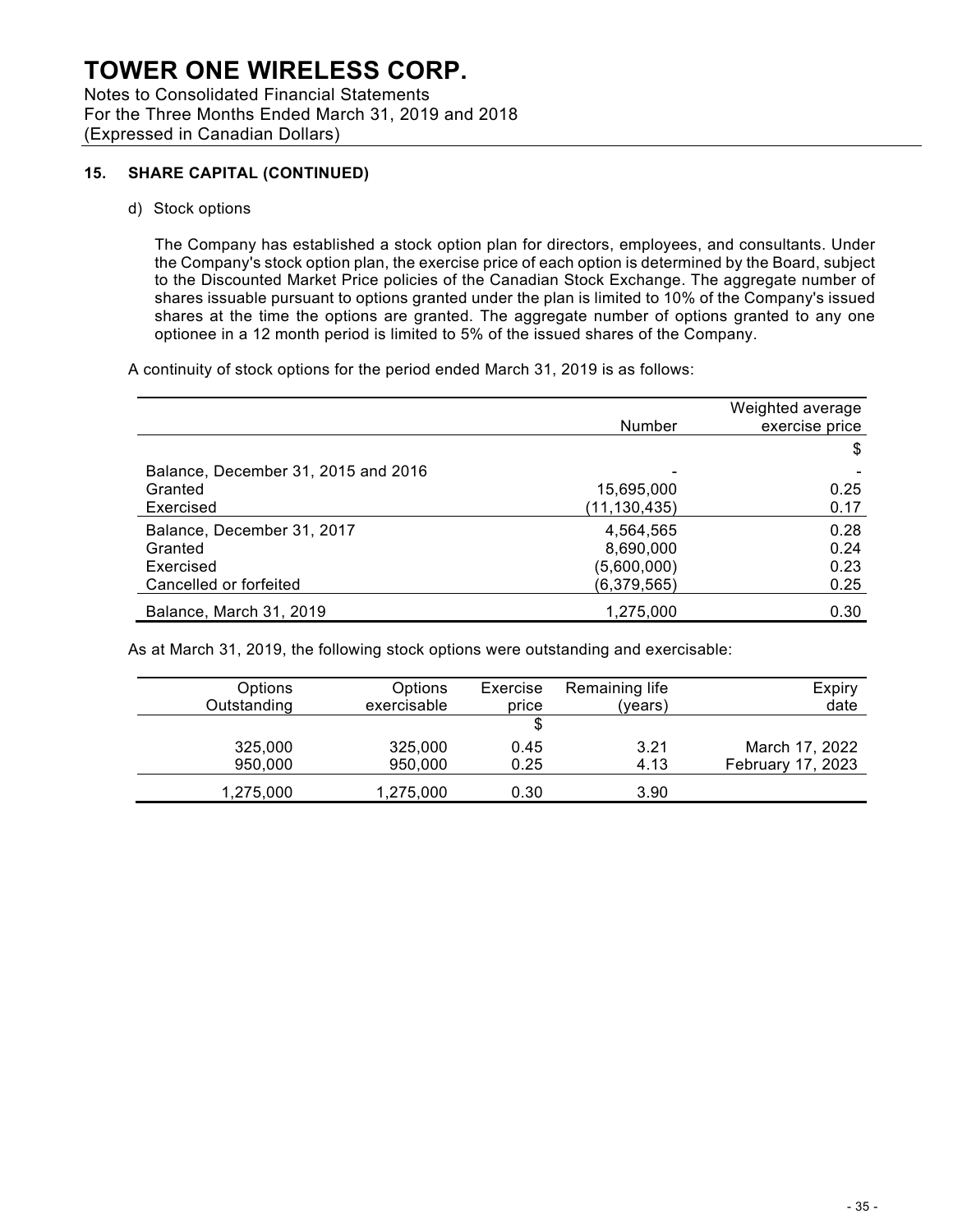# TOWER ONE WIRELESS CORP.

Notes to Consolidated Financial Statements
For the Three Months Ended March 31, 2019 and 2018
(Expressed in Canadian Dollars)

## 15. SHARE CAPITAL (CONTINUED)

d) Stock options

The Company has established a stock option plan for directors, employees, and consultants. Under the Company's stock option plan, the exercise price of each option is determined by the Board, subject to the Discounted Market Price policies of the Canadian Stock Exchange. The aggregate number of shares issuable pursuant to options granted under the plan is limited to 10% of the Company's issued shares at the time the options are granted. The aggregate number of options granted to any one optionee in a 12 month period is limited to 5% of the issued shares of the Company.

A continuity of stock options for the period ended March 31, 2019 is as follows:

| | Number | Weighted average exercise price |
|---|---|---|
| | | $ |
| Balance, December 31, 2015 and 2016 | - | - |
| Granted | 15,695,000 | 0.25 |
| Exercised | (11,130,435) | 0.17 |
| Balance, December 31, 2017 | 4,564,565 | 0.28 |
| Granted | 8,690,000 | 0.24 |
| Exercised | (5,600,000) | 0.23 |
| Cancelled or forfeited | (6,379,565) | 0.25 |
| Balance, March 31, 2019 | 1,275,000 | 0.30 |

As at March 31, 2019, the following stock options were outstanding and exercisable:

| Options Outstanding | Options exercisable | Exercise price | Remaining life (years) | Expiry date |
|---|---|---|---|---|
| | | $ | | |
| 325,000 | 325,000 | 0.45 | 3.21 | March 17, 2022 |
| 950,000 | 950,000 | 0.25 | 4.13 | February 17, 2023 |
| 1,275,000 | 1,275,000 | 0.30 | 3.90 | |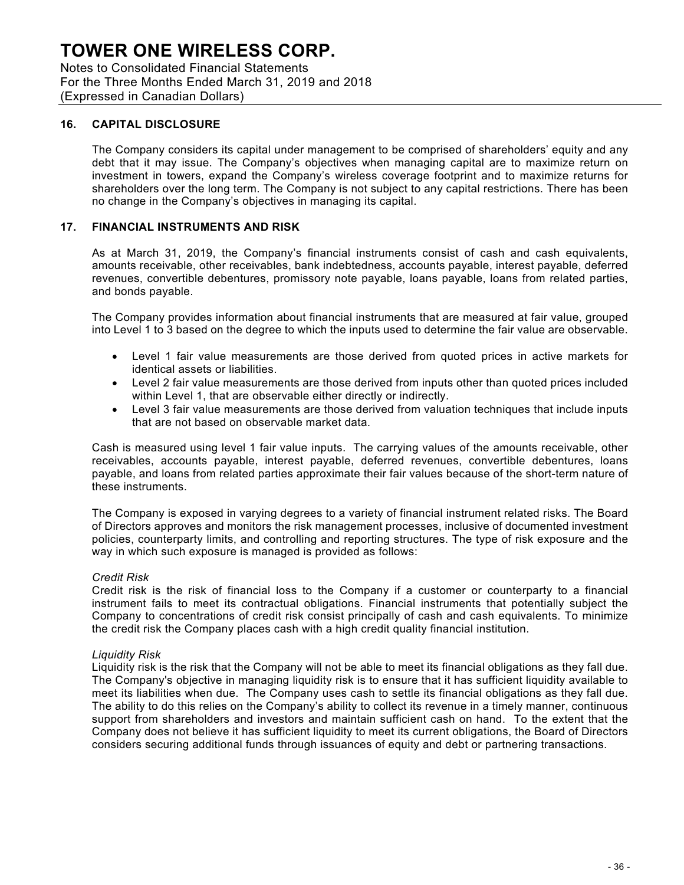## 16. CAPITAL DISCLOSURE

The Company considers its capital under management to be comprised of shareholders' equity and any debt that it may issue. The Company's objectives when managing capital are to maximize return on investment in towers, expand the Company's wireless coverage footprint and to maximize returns for shareholders over the long term. The Company is not subject to any capital restrictions. There has been no change in the Company's objectives in managing its capital.

## 17. FINANCIAL INSTRUMENTS AND RISK

As at March 31, 2019, the Company's financial instruments consist of cash and cash equivalents, amounts receivable, other receivables, bank indebtedness, accounts payable, interest payable, deferred revenues, convertible debentures, promissory note payable, loans payable, loans from related parties, and bonds payable.

The Company provides information about financial instruments that are measured at fair value, grouped into Level 1 to 3 based on the degree to which the inputs used to determine the fair value are observable.

- Level 1 fair value measurements are those derived from quoted prices in active markets for identical assets or liabilities.
- Level 2 fair value measurements are those derived from inputs other than quoted prices included within Level 1, that are observable either directly or indirectly.
- Level 3 fair value measurements are those derived from valuation techniques that include inputs that are not based on observable market data.

Cash is measured using level 1 fair value inputs. The carrying values of the amounts receivable, other receivables, accounts payable, interest payable, deferred revenues, convertible debentures, loans payable, and loans from related parties approximate their fair values because of the short-term nature of these instruments.

The Company is exposed in varying degrees to a variety of financial instrument related risks. The Board of Directors approves and monitors the risk management processes, inclusive of documented investment policies, counterparty limits, and controlling and reporting structures. The type of risk exposure and the way in which such exposure is managed is provided as follows:

*Credit Risk*
Credit risk is the risk of financial loss to the Company if a customer or counterparty to a financial instrument fails to meet its contractual obligations. Financial instruments that potentially subject the Company to concentrations of credit risk consist principally of cash and cash equivalents. To minimize the credit risk the Company places cash with a high credit quality financial institution.

*Liquidity Risk*
Liquidity risk is the risk that the Company will not be able to meet its financial obligations as they fall due. The Company's objective in managing liquidity risk is to ensure that it has sufficient liquidity available to meet its liabilities when due. The Company uses cash to settle its financial obligations as they fall due. The ability to do this relies on the Company's ability to collect its revenue in a timely manner, continuous support from shareholders and investors and maintain sufficient cash on hand. To the extent that the Company does not believe it has sufficient liquidity to meet its current obligations, the Board of Directors considers securing additional funds through issuances of equity and debt or partnering transactions.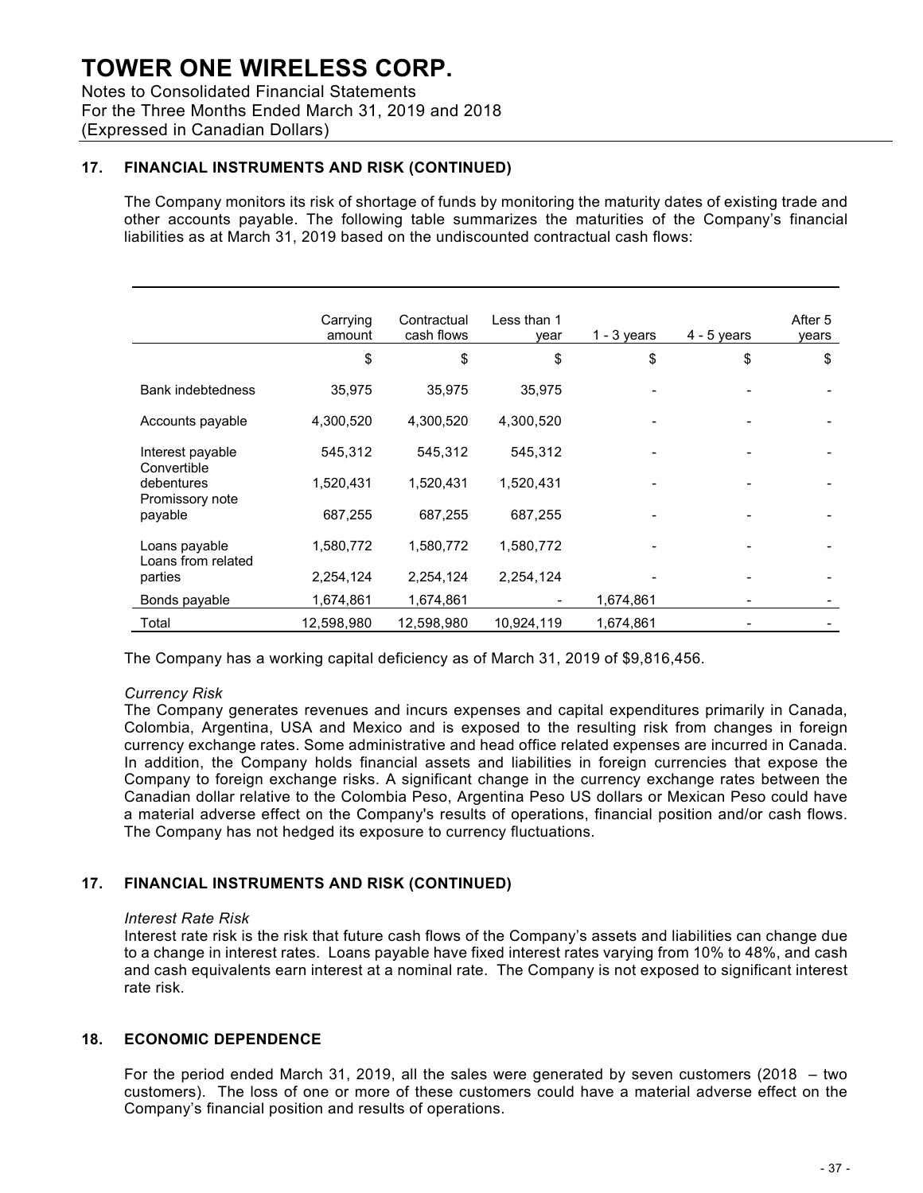## 17. FINANCIAL INSTRUMENTS AND RISK (CONTINUED)

The Company monitors its risk of shortage of funds by monitoring the maturity dates of existing trade and other accounts payable. The following table summarizes the maturities of the Company's financial liabilities as at March 31, 2019 based on the undiscounted contractual cash flows:

| | Carrying amount | Contractual cash flows | Less than 1 year | 1 - 3 years | 4 - 5 years | After 5 years |
|---|---|---|---|---|---|---|
| | $ | $ | $ | $ | $ | $ |
| Bank indebtedness | 35,975 | 35,975 | 35,975 | - | - | - |
| Accounts payable | 4,300,520 | 4,300,520 | 4,300,520 | - | - | - |
| Interest payable | 545,312 | 545,312 | 545,312 | - | - | - |
| Convertible debentures | 1,520,431 | 1,520,431 | 1,520,431 | - | - | - |
| Promissory note payable | 687,255 | 687,255 | 687,255 | - | - | - |
| Loans payable | 1,580,772 | 1,580,772 | 1,580,772 | - | - | - |
| Loans from related parties | 2,254,124 | 2,254,124 | 2,254,124 | - | - | - |
| Bonds payable | 1,674,861 | 1,674,861 | - | 1,674,861 | - | - |
| Total | 12,598,980 | 12,598,980 | 10,924,119 | 1,674,861 | - | - |

The Company has a working capital deficiency as of March 31, 2019 of $9,816,456.

*Currency Risk*
The Company generates revenues and incurs expenses and capital expenditures primarily in Canada, Colombia, Argentina, USA and Mexico and is exposed to the resulting risk from changes in foreign currency exchange rates. Some administrative and head office related expenses are incurred in Canada. In addition, the Company holds financial assets and liabilities in foreign currencies that expose the Company to foreign exchange risks. A significant change in the currency exchange rates between the Canadian dollar relative to the Colombia Peso, Argentina Peso US dollars or Mexican Peso could have a material adverse effect on the Company's results of operations, financial position and/or cash flows. The Company has not hedged its exposure to currency fluctuations.

## 17. FINANCIAL INSTRUMENTS AND RISK (CONTINUED)

*Interest Rate Risk*
Interest rate risk is the risk that future cash flows of the Company's assets and liabilities can change due to a change in interest rates. Loans payable have fixed interest rates varying from 10% to 48%, and cash and cash equivalents earn interest at a nominal rate. The Company is not exposed to significant interest rate risk.

## 18. ECONOMIC DEPENDENCE

For the period ended March 31, 2019, all the sales were generated by seven customers (2018 – two customers). The loss of one or more of these customers could have a material adverse effect on the Company's financial position and results of operations.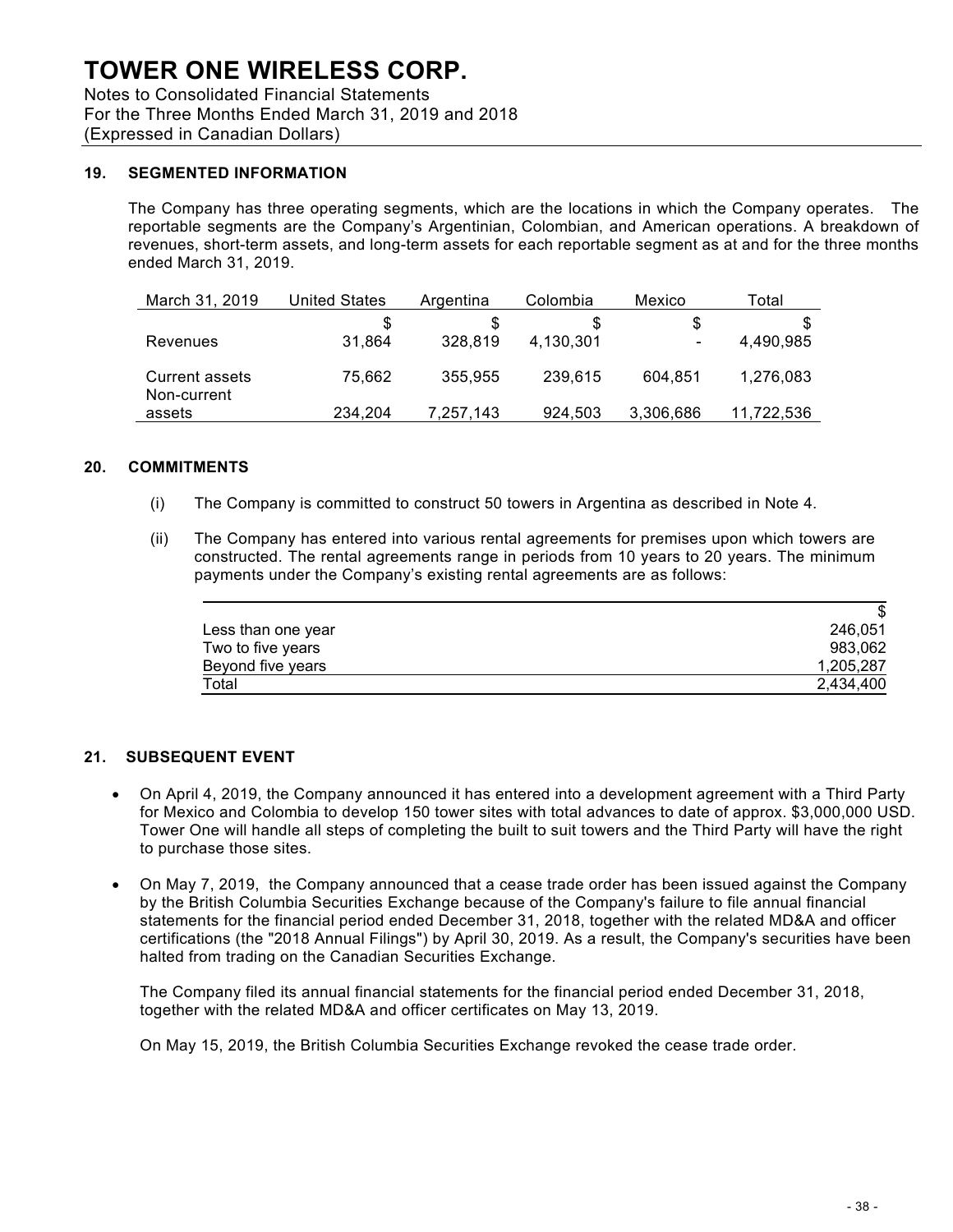# TOWER ONE WIRELESS CORP.

Notes to Consolidated Financial Statements
For the Three Months Ended March 31, 2019 and 2018
(Expressed in Canadian Dollars)

## 19. SEGMENTED INFORMATION

The Company has three operating segments, which are the locations in which the Company operates. The reportable segments are the Company's Argentinian, Colombian, and American operations. A breakdown of revenues, short-term assets, and long-term assets for each reportable segment as at and for the three months ended March 31, 2019.

| March 31, 2019 | United States | Argentina | Colombia | Mexico | Total |
|---|---|---|---|---|---|
| | $ | $ | $ | $ | $ |
| Revenues | 31,864 | 328,819 | 4,130,301 | - | 4,490,985 |
| Current assets | 75,662 | 355,955 | 239,615 | 604,851 | 1,276,083 |
| Non-current assets | 234,204 | 7,257,143 | 924,503 | 3,306,686 | 11,722,536 |

## 20. COMMITMENTS

(i) The Company is committed to construct 50 towers in Argentina as described in Note 4.

(ii) The Company has entered into various rental agreements for premises upon which towers are constructed. The rental agreements range in periods from 10 years to 20 years. The minimum payments under the Company's existing rental agreements are as follows:

| | $ |
|---|---|
| Less than one year | 246,051 |
| Two to five years | 983,062 |
| Beyond five years | 1,205,287 |
| Total | 2,434,400 |

## 21. SUBSEQUENT EVENT

- On April 4, 2019, the Company announced it has entered into a development agreement with a Third Party for Mexico and Colombia to develop 150 tower sites with total advances to date of approx. $3,000,000 USD. Tower One will handle all steps of completing the built to suit towers and the Third Party will have the right to purchase those sites.

- On May 7, 2019, the Company announced that a cease trade order has been issued against the Company by the British Columbia Securities Exchange because of the Company's failure to file annual financial statements for the financial period ended December 31, 2018, together with the related MD&A and officer certifications (the "2018 Annual Filings") by April 30, 2019. As a result, the Company's securities have been halted from trading on the Canadian Securities Exchange.

  The Company filed its annual financial statements for the financial period ended December 31, 2018, together with the related MD&A and officer certificates on May 13, 2019.

  On May 15, 2019, the British Columbia Securities Exchange revoked the cease trade order.